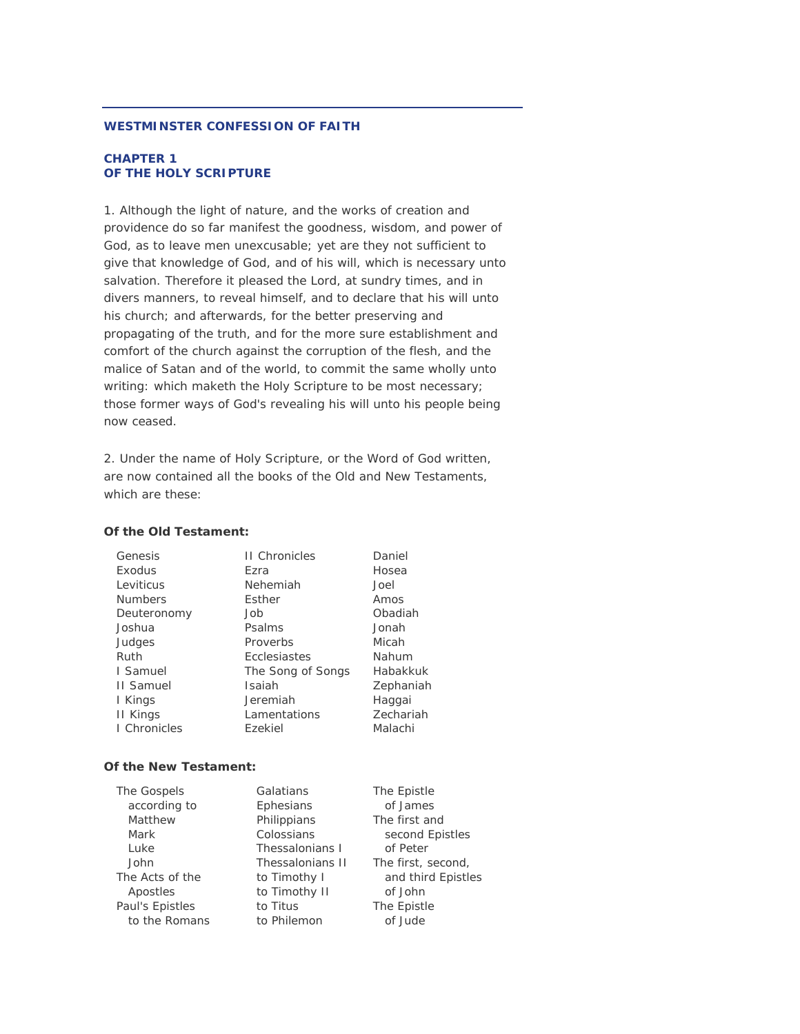# WESTMINSTER CONFESSION OF FAITH

## CHAPTER 1
## OF THE HOLY SCRIPTURE

1. Although the light of nature, and the works of creation and providence do so far manifest the goodness, wisdom, and power of God, as to leave men unexcusable; yet are they not sufficient to give that knowledge of God, and of his will, which is necessary unto salvation. Therefore it pleased the Lord, at sundry times, and in divers manners, to reveal himself, and to declare that his will unto his church; and afterwards, for the better preserving and propagating of the truth, and for the more sure establishment and comfort of the church against the corruption of the flesh, and the malice of Satan and of the world, to commit the same wholly unto writing: which maketh the Holy Scripture to be most necessary; those former ways of God's revealing his will unto his people being now ceased.

2. Under the name of Holy Scripture, or the Word of God written, are now contained all the books of the Old and New Testaments, which are these:

**Of the Old Testament:**

| | | |
|---|---|---|
| Genesis | II Chronicles | Daniel |
| Exodus | Ezra | Hosea |
| Leviticus | Nehemiah | Joel |
| Numbers | Esther | Amos |
| Deuteronomy | Job | Obadiah |
| Joshua | Psalms | Jonah |
| Judges | Proverbs | Micah |
| Ruth | Ecclesiastes | Nahum |
| I Samuel | The Song of Songs | Habakkuk |
| II Samuel | Isaiah | Zephaniah |
| I Kings | Jeremiah | Haggai |
| II Kings | Lamentations | Zechariah |
| I Chronicles | Ezekiel | Malachi |

**Of the New Testament:**

| | | |
|---|---|---|
| The Gospels according to | Galatians | The Epistle of James |
| Matthew | Ephesians | The first and second Epistles of Peter |
| Mark | Philippians | The first, second, and third Epistles of John |
| Luke | Colossians | The Epistle of Jude |
| John | Thessalonians I | |
| The Acts of the Apostles | Thessalonians II | |
| Paul's Epistles to the Romans | to Timothy I | |
| | to Timothy II | |
| | to Titus | |
| | to Philemon | |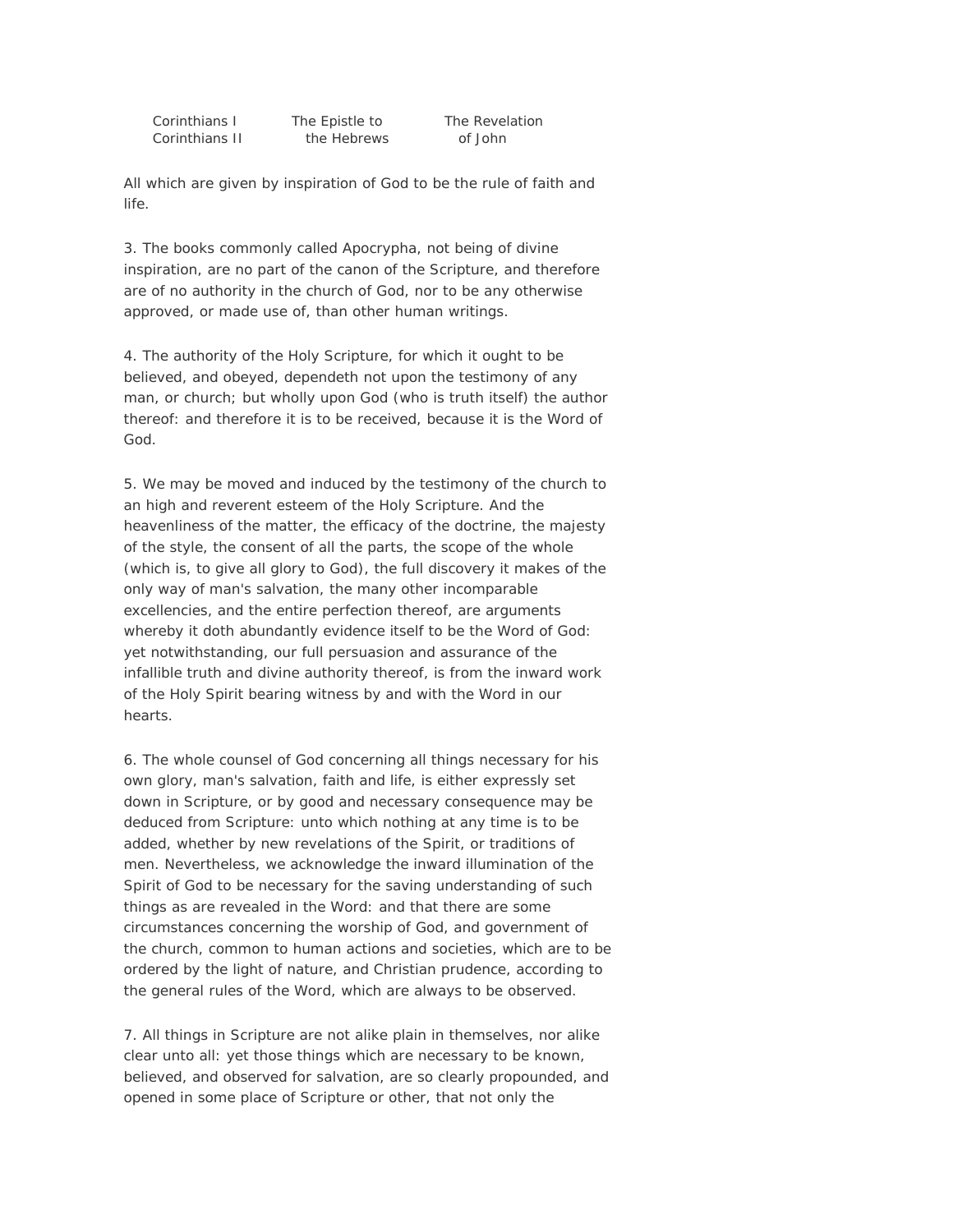| | | |
|---|---|---|
| Corinthians I | The Epistle to the Hebrews | The Revelation of John |
| Corinthians II | | |

All which are given by inspiration of God to be the rule of faith and life.

3. The books commonly called Apocrypha, not being of divine inspiration, are no part of the canon of the Scripture, and therefore are of no authority in the church of God, nor to be any otherwise approved, or made use of, than other human writings.

4. The authority of the Holy Scripture, for which it ought to be believed, and obeyed, dependeth not upon the testimony of any man, or church; but wholly upon God (who is truth itself) the author thereof: and therefore it is to be received, because it is the Word of God.

5. We may be moved and induced by the testimony of the church to an high and reverent esteem of the Holy Scripture. And the heavenliness of the matter, the efficacy of the doctrine, the majesty of the style, the consent of all the parts, the scope of the whole (which is, to give all glory to God), the full discovery it makes of the only way of man's salvation, the many other incomparable excellencies, and the entire perfection thereof, are arguments whereby it doth abundantly evidence itself to be the Word of God: yet notwithstanding, our full persuasion and assurance of the infallible truth and divine authority thereof, is from the inward work of the Holy Spirit bearing witness by and with the Word in our hearts.

6. The whole counsel of God concerning all things necessary for his own glory, man's salvation, faith and life, is either expressly set down in Scripture, or by good and necessary consequence may be deduced from Scripture: unto which nothing at any time is to be added, whether by new revelations of the Spirit, or traditions of men. Nevertheless, we acknowledge the inward illumination of the Spirit of God to be necessary for the saving understanding of such things as are revealed in the Word: and that there are some circumstances concerning the worship of God, and government of the church, common to human actions and societies, which are to be ordered by the light of nature, and Christian prudence, according to the general rules of the Word, which are always to be observed.

7. All things in Scripture are not alike plain in themselves, nor alike clear unto all: yet those things which are necessary to be known, believed, and observed for salvation, are so clearly propounded, and opened in some place of Scripture or other, that not only the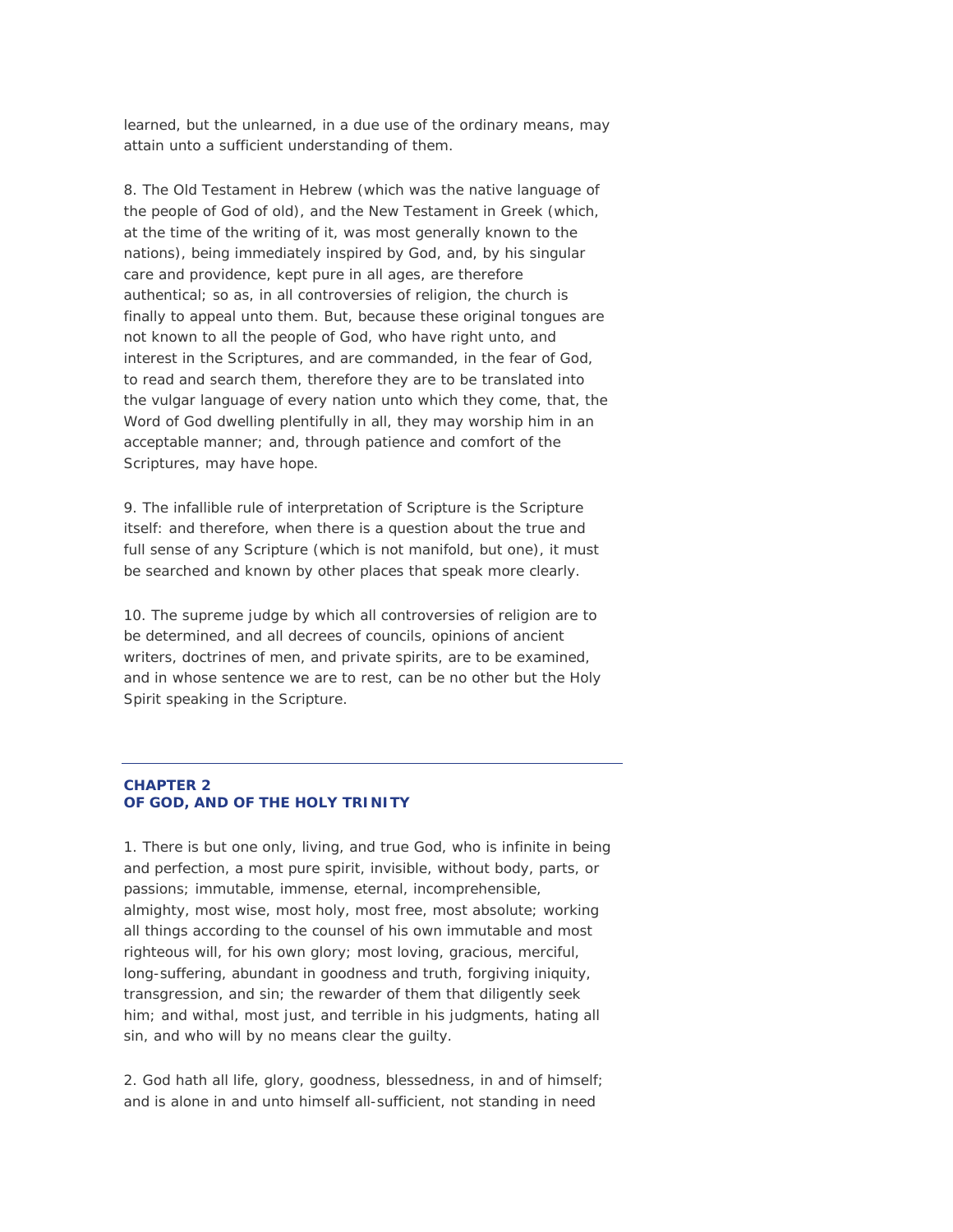learned, but the unlearned, in a due use of the ordinary means, may attain unto a sufficient understanding of them.

8. The Old Testament in Hebrew (which was the native language of the people of God of old), and the New Testament in Greek (which, at the time of the writing of it, was most generally known to the nations), being immediately inspired by God, and, by his singular care and providence, kept pure in all ages, are therefore authentical; so as, in all controversies of religion, the church is finally to appeal unto them. But, because these original tongues are not known to all the people of God, who have right unto, and interest in the Scriptures, and are commanded, in the fear of God, to read and search them, therefore they are to be translated into the vulgar language of every nation unto which they come, that, the Word of God dwelling plentifully in all, they may worship him in an acceptable manner; and, through patience and comfort of the Scriptures, may have hope.

9. The infallible rule of interpretation of Scripture is the Scripture itself: and therefore, when there is a question about the true and full sense of any Scripture (which is not manifold, but one), it must be searched and known by other places that speak more clearly.

10. The supreme judge by which all controversies of religion are to be determined, and all decrees of councils, opinions of ancient writers, doctrines of men, and private spirits, are to be examined, and in whose sentence we are to rest, can be no other but the Holy Spirit speaking in the Scripture.

---

## CHAPTER 2
## OF GOD, AND OF THE HOLY TRINITY

1. There is but one only, living, and true God, who is infinite in being and perfection, a most pure spirit, invisible, without body, parts, or passions; immutable, immense, eternal, incomprehensible, almighty, most wise, most holy, most free, most absolute; working all things according to the counsel of his own immutable and most righteous will, for his own glory; most loving, gracious, merciful, long-suffering, abundant in goodness and truth, forgiving iniquity, transgression, and sin; the rewarder of them that diligently seek him; and withal, most just, and terrible in his judgments, hating all sin, and who will by no means clear the guilty.

2. God hath all life, glory, goodness, blessedness, in and of himself; and is alone in and unto himself all-sufficient, not standing in need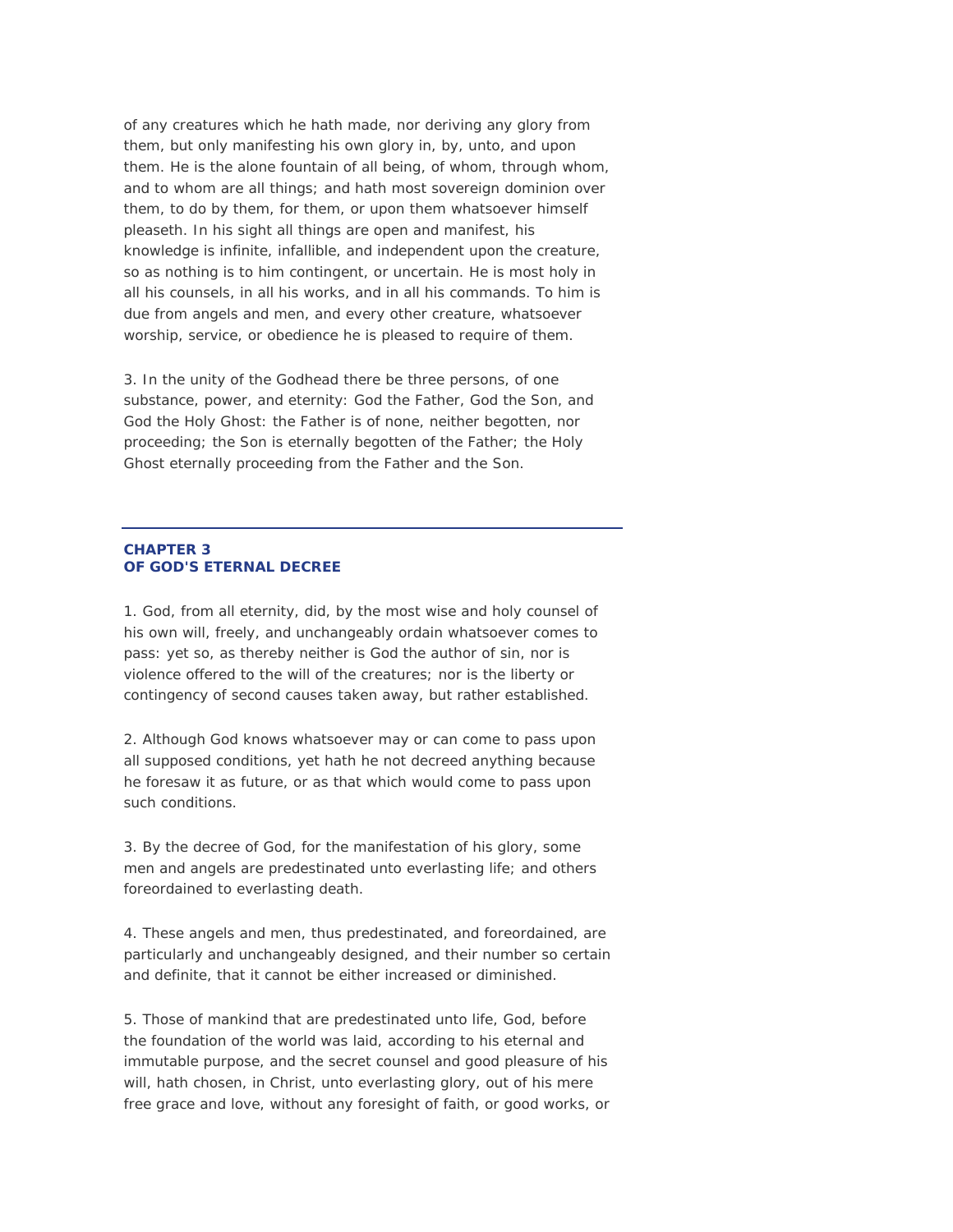of any creatures which he hath made, nor deriving any glory from them, but only manifesting his own glory in, by, unto, and upon them. He is the alone fountain of all being, of whom, through whom, and to whom are all things; and hath most sovereign dominion over them, to do by them, for them, or upon them whatsoever himself pleaseth. In his sight all things are open and manifest, his knowledge is infinite, infallible, and independent upon the creature, so as nothing is to him contingent, or uncertain. He is most holy in all his counsels, in all his works, and in all his commands. To him is due from angels and men, and every other creature, whatsoever worship, service, or obedience he is pleased to require of them.

3. In the unity of the Godhead there be three persons, of one substance, power, and eternity: God the Father, God the Son, and God the Holy Ghost: the Father is of none, neither begotten, nor proceeding; the Son is eternally begotten of the Father; the Holy Ghost eternally proceeding from the Father and the Son.

---

## CHAPTER 3
## OF GOD'S ETERNAL DECREE

1. God, from all eternity, did, by the most wise and holy counsel of his own will, freely, and unchangeably ordain whatsoever comes to pass: yet so, as thereby neither is God the author of sin, nor is violence offered to the will of the creatures; nor is the liberty or contingency of second causes taken away, but rather established.

2. Although God knows whatsoever may or can come to pass upon all supposed conditions, yet hath he not decreed anything because he foresaw it as future, or as that which would come to pass upon such conditions.

3. By the decree of God, for the manifestation of his glory, some men and angels are predestinated unto everlasting life; and others foreordained to everlasting death.

4. These angels and men, thus predestinated, and foreordained, are particularly and unchangeably designed, and their number so certain and definite, that it cannot be either increased or diminished.

5. Those of mankind that are predestinated unto life, God, before the foundation of the world was laid, according to his eternal and immutable purpose, and the secret counsel and good pleasure of his will, hath chosen, in Christ, unto everlasting glory, out of his mere free grace and love, without any foresight of faith, or good works, or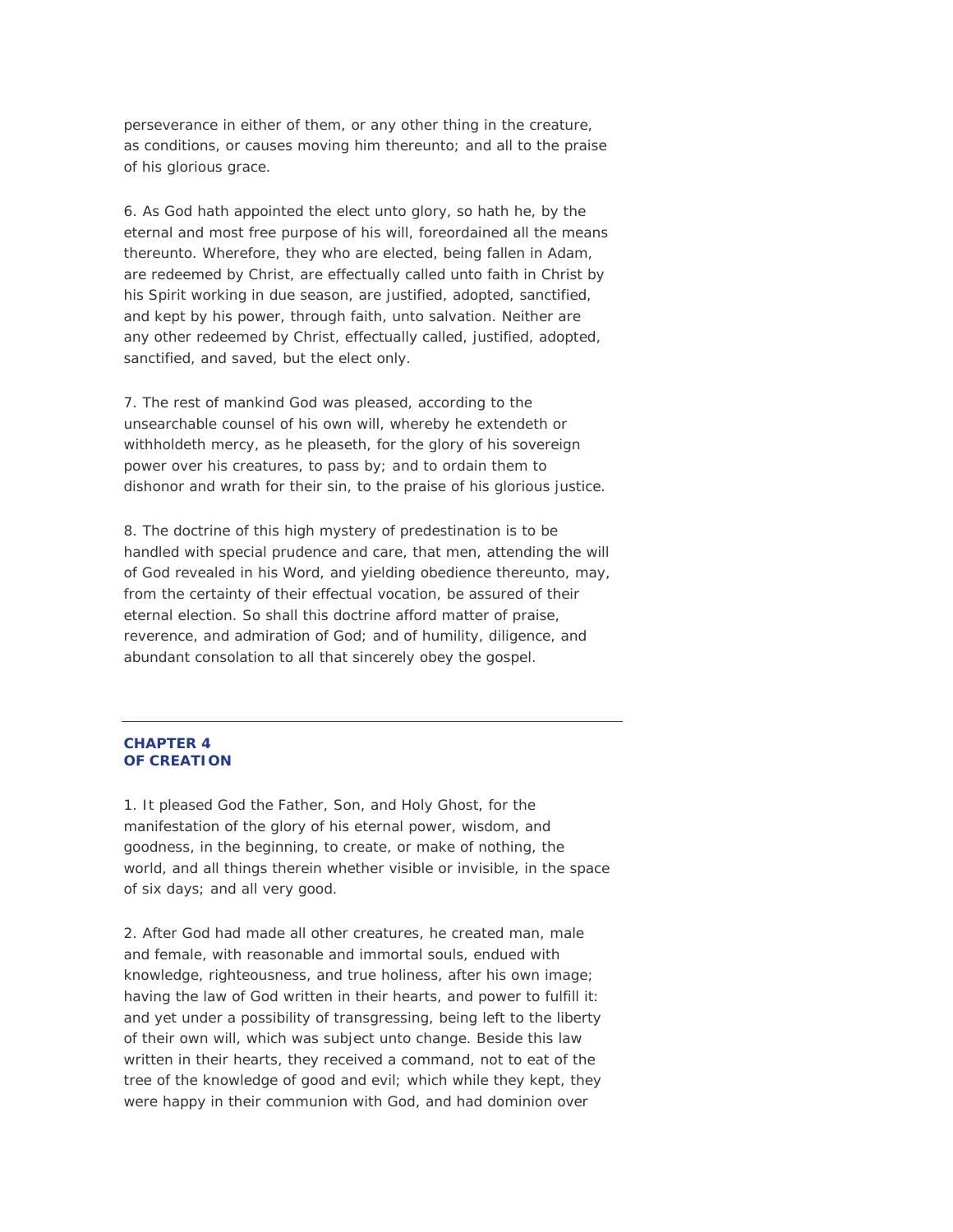perseverance in either of them, or any other thing in the creature, as conditions, or causes moving him thereunto; and all to the praise of his glorious grace.

6. As God hath appointed the elect unto glory, so hath he, by the eternal and most free purpose of his will, foreordained all the means thereunto. Wherefore, they who are elected, being fallen in Adam, are redeemed by Christ, are effectually called unto faith in Christ by his Spirit working in due season, are justified, adopted, sanctified, and kept by his power, through faith, unto salvation. Neither are any other redeemed by Christ, effectually called, justified, adopted, sanctified, and saved, but the elect only.

7. The rest of mankind God was pleased, according to the unsearchable counsel of his own will, whereby he extendeth or withholdeth mercy, as he pleaseth, for the glory of his sovereign power over his creatures, to pass by; and to ordain them to dishonor and wrath for their sin, to the praise of his glorious justice.

8. The doctrine of this high mystery of predestination is to be handled with special prudence and care, that men, attending the will of God revealed in his Word, and yielding obedience thereunto, may, from the certainty of their effectual vocation, be assured of their eternal election. So shall this doctrine afford matter of praise, reverence, and admiration of God; and of humility, diligence, and abundant consolation to all that sincerely obey the gospel.

---

## CHAPTER 4
## OF CREATION

1. It pleased God the Father, Son, and Holy Ghost, for the manifestation of the glory of his eternal power, wisdom, and goodness, in the beginning, to create, or make of nothing, the world, and all things therein whether visible or invisible, in the space of six days; and all very good.

2. After God had made all other creatures, he created man, male and female, with reasonable and immortal souls, endued with knowledge, righteousness, and true holiness, after his own image; having the law of God written in their hearts, and power to fulfill it: and yet under a possibility of transgressing, being left to the liberty of their own will, which was subject unto change. Beside this law written in their hearts, they received a command, not to eat of the tree of the knowledge of good and evil; which while they kept, they were happy in their communion with God, and had dominion over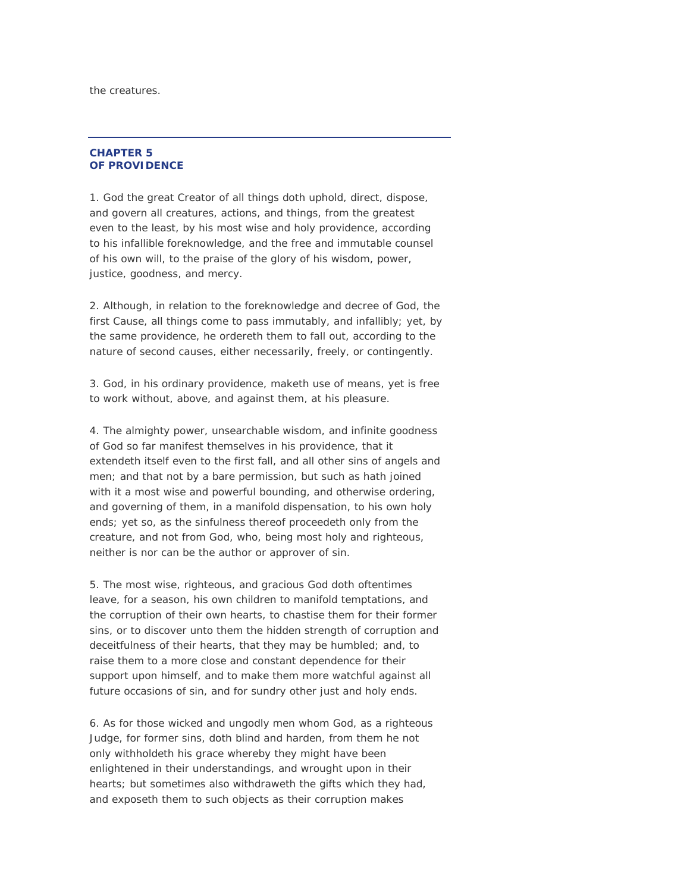the creatures.

---

## CHAPTER 5
## OF PROVIDENCE

1. God the great Creator of all things doth uphold, direct, dispose, and govern all creatures, actions, and things, from the greatest even to the least, by his most wise and holy providence, according to his infallible foreknowledge, and the free and immutable counsel of his own will, to the praise of the glory of his wisdom, power, justice, goodness, and mercy.

2. Although, in relation to the foreknowledge and decree of God, the first Cause, all things come to pass immutably, and infallibly; yet, by the same providence, he ordereth them to fall out, according to the nature of second causes, either necessarily, freely, or contingently.

3. God, in his ordinary providence, maketh use of means, yet is free to work without, above, and against them, at his pleasure.

4. The almighty power, unsearchable wisdom, and infinite goodness of God so far manifest themselves in his providence, that it extendeth itself even to the first fall, and all other sins of angels and men; and that not by a bare permission, but such as hath joined with it a most wise and powerful bounding, and otherwise ordering, and governing of them, in a manifold dispensation, to his own holy ends; yet so, as the sinfulness thereof proceedeth only from the creature, and not from God, who, being most holy and righteous, neither is nor can be the author or approver of sin.

5. The most wise, righteous, and gracious God doth oftentimes leave, for a season, his own children to manifold temptations, and the corruption of their own hearts, to chastise them for their former sins, or to discover unto them the hidden strength of corruption and deceitfulness of their hearts, that they may be humbled; and, to raise them to a more close and constant dependence for their support upon himself, and to make them more watchful against all future occasions of sin, and for sundry other just and holy ends.

6. As for those wicked and ungodly men whom God, as a righteous Judge, for former sins, doth blind and harden, from them he not only withholdeth his grace whereby they might have been enlightened in their understandings, and wrought upon in their hearts; but sometimes also withdraweth the gifts which they had, and exposeth them to such objects as their corruption makes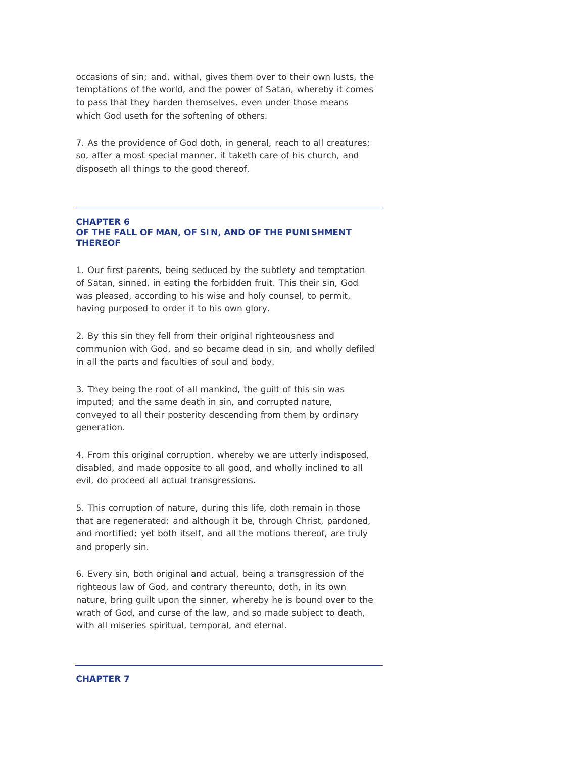occasions of sin; and, withal, gives them over to their own lusts, the temptations of the world, and the power of Satan, whereby it comes to pass that they harden themselves, even under those means which God useth for the softening of others.

7. As the providence of God doth, in general, reach to all creatures; so, after a most special manner, it taketh care of his church, and disposeth all things to the good thereof.

---

## CHAPTER 6
## OF THE FALL OF MAN, OF SIN, AND OF THE PUNISHMENT THEREOF

1. Our first parents, being seduced by the subtlety and temptation of Satan, sinned, in eating the forbidden fruit. This their sin, God was pleased, according to his wise and holy counsel, to permit, having purposed to order it to his own glory.

2. By this sin they fell from their original righteousness and communion with God, and so became dead in sin, and wholly defiled in all the parts and faculties of soul and body.

3. They being the root of all mankind, the guilt of this sin was imputed; and the same death in sin, and corrupted nature, conveyed to all their posterity descending from them by ordinary generation.

4. From this original corruption, whereby we are utterly indisposed, disabled, and made opposite to all good, and wholly inclined to all evil, do proceed all actual transgressions.

5. This corruption of nature, during this life, doth remain in those that are regenerated; and although it be, through Christ, pardoned, and mortified; yet both itself, and all the motions thereof, are truly and properly sin.

6. Every sin, both original and actual, being a transgression of the righteous law of God, and contrary thereunto, doth, in its own nature, bring guilt upon the sinner, whereby he is bound over to the wrath of God, and curse of the law, and so made subject to death, with all miseries spiritual, temporal, and eternal.

---

## CHAPTER 7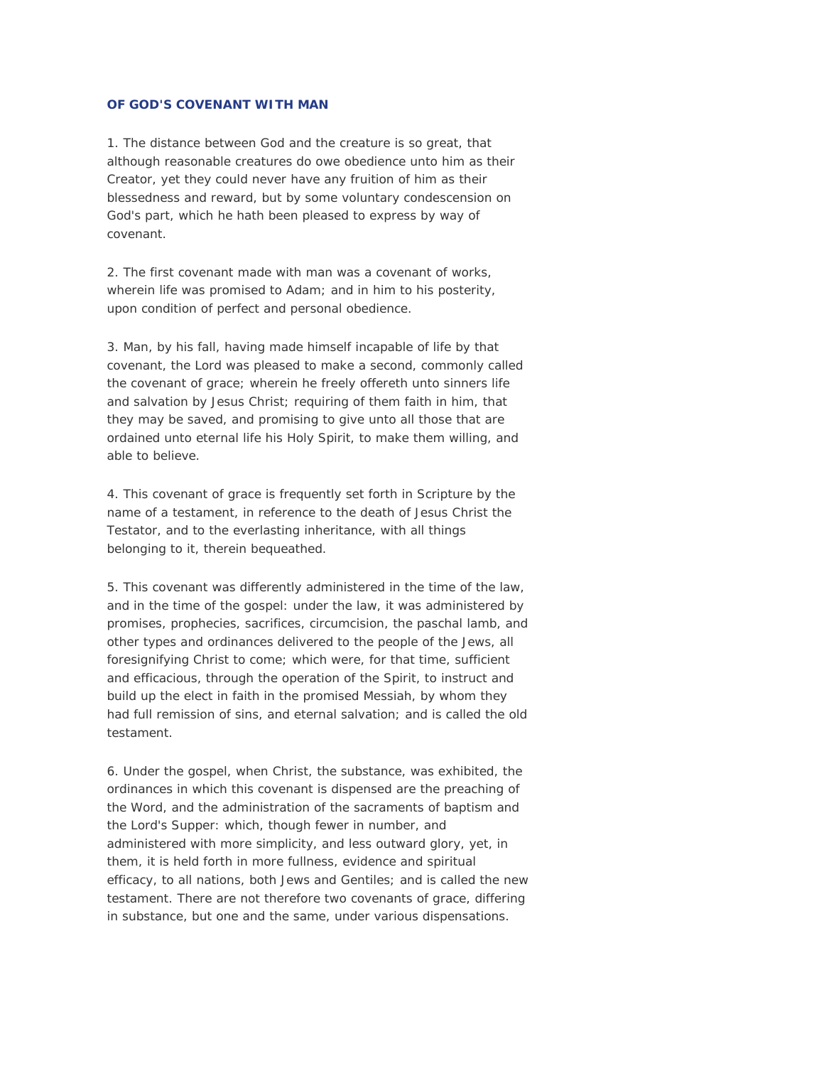## OF GOD'S COVENANT WITH MAN

1. The distance between God and the creature is so great, that although reasonable creatures do owe obedience unto him as their Creator, yet they could never have any fruition of him as their blessedness and reward, but by some voluntary condescension on God's part, which he hath been pleased to express by way of covenant.

2. The first covenant made with man was a covenant of works, wherein life was promised to Adam; and in him to his posterity, upon condition of perfect and personal obedience.

3. Man, by his fall, having made himself incapable of life by that covenant, the Lord was pleased to make a second, commonly called the covenant of grace; wherein he freely offereth unto sinners life and salvation by Jesus Christ; requiring of them faith in him, that they may be saved, and promising to give unto all those that are ordained unto eternal life his Holy Spirit, to make them willing, and able to believe.

4. This covenant of grace is frequently set forth in Scripture by the name of a testament, in reference to the death of Jesus Christ the Testator, and to the everlasting inheritance, with all things belonging to it, therein bequeathed.

5. This covenant was differently administered in the time of the law, and in the time of the gospel: under the law, it was administered by promises, prophecies, sacrifices, circumcision, the paschal lamb, and other types and ordinances delivered to the people of the Jews, all foresignifying Christ to come; which were, for that time, sufficient and efficacious, through the operation of the Spirit, to instruct and build up the elect in faith in the promised Messiah, by whom they had full remission of sins, and eternal salvation; and is called the old testament.

6. Under the gospel, when Christ, the substance, was exhibited, the ordinances in which this covenant is dispensed are the preaching of the Word, and the administration of the sacraments of baptism and the Lord's Supper: which, though fewer in number, and administered with more simplicity, and less outward glory, yet, in them, it is held forth in more fullness, evidence and spiritual efficacy, to all nations, both Jews and Gentiles; and is called the new testament. There are not therefore two covenants of grace, differing in substance, but one and the same, under various dispensations.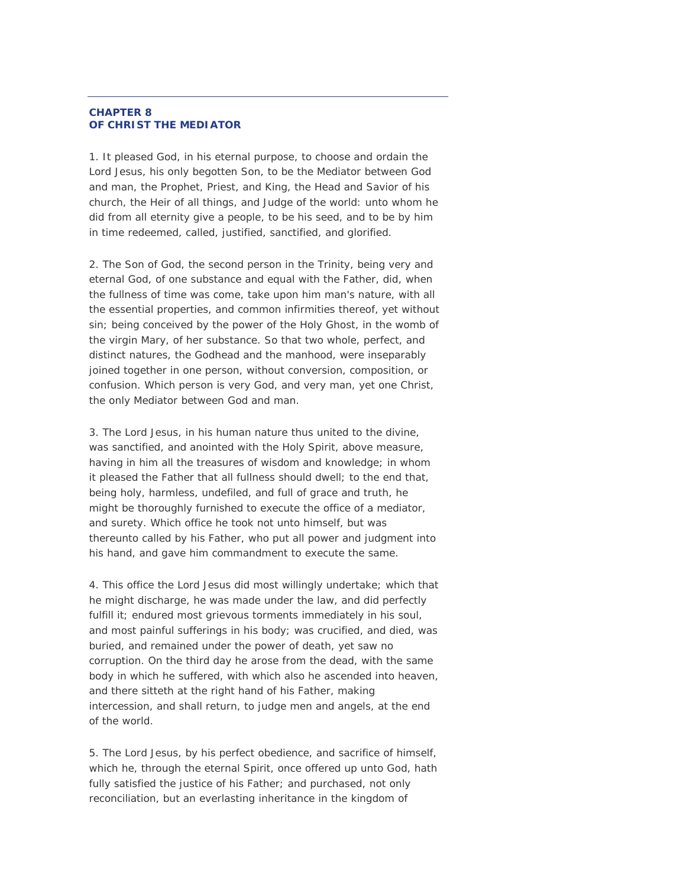## CHAPTER 8
## OF CHRIST THE MEDIATOR

1. It pleased God, in his eternal purpose, to choose and ordain the Lord Jesus, his only begotten Son, to be the Mediator between God and man, the Prophet, Priest, and King, the Head and Savior of his church, the Heir of all things, and Judge of the world: unto whom he did from all eternity give a people, to be his seed, and to be by him in time redeemed, called, justified, sanctified, and glorified.

2. The Son of God, the second person in the Trinity, being very and eternal God, of one substance and equal with the Father, did, when the fullness of time was come, take upon him man's nature, with all the essential properties, and common infirmities thereof, yet without sin; being conceived by the power of the Holy Ghost, in the womb of the virgin Mary, of her substance. So that two whole, perfect, and distinct natures, the Godhead and the manhood, were inseparably joined together in one person, without conversion, composition, or confusion. Which person is very God, and very man, yet one Christ, the only Mediator between God and man.

3. The Lord Jesus, in his human nature thus united to the divine, was sanctified, and anointed with the Holy Spirit, above measure, having in him all the treasures of wisdom and knowledge; in whom it pleased the Father that all fullness should dwell; to the end that, being holy, harmless, undefiled, and full of grace and truth, he might be thoroughly furnished to execute the office of a mediator, and surety. Which office he took not unto himself, but was thereunto called by his Father, who put all power and judgment into his hand, and gave him commandment to execute the same.

4. This office the Lord Jesus did most willingly undertake; which that he might discharge, he was made under the law, and did perfectly fulfill it; endured most grievous torments immediately in his soul, and most painful sufferings in his body; was crucified, and died, was buried, and remained under the power of death, yet saw no corruption. On the third day he arose from the dead, with the same body in which he suffered, with which also he ascended into heaven, and there sitteth at the right hand of his Father, making intercession, and shall return, to judge men and angels, at the end of the world.

5. The Lord Jesus, by his perfect obedience, and sacrifice of himself, which he, through the eternal Spirit, once offered up unto God, hath fully satisfied the justice of his Father; and purchased, not only reconciliation, but an everlasting inheritance in the kingdom of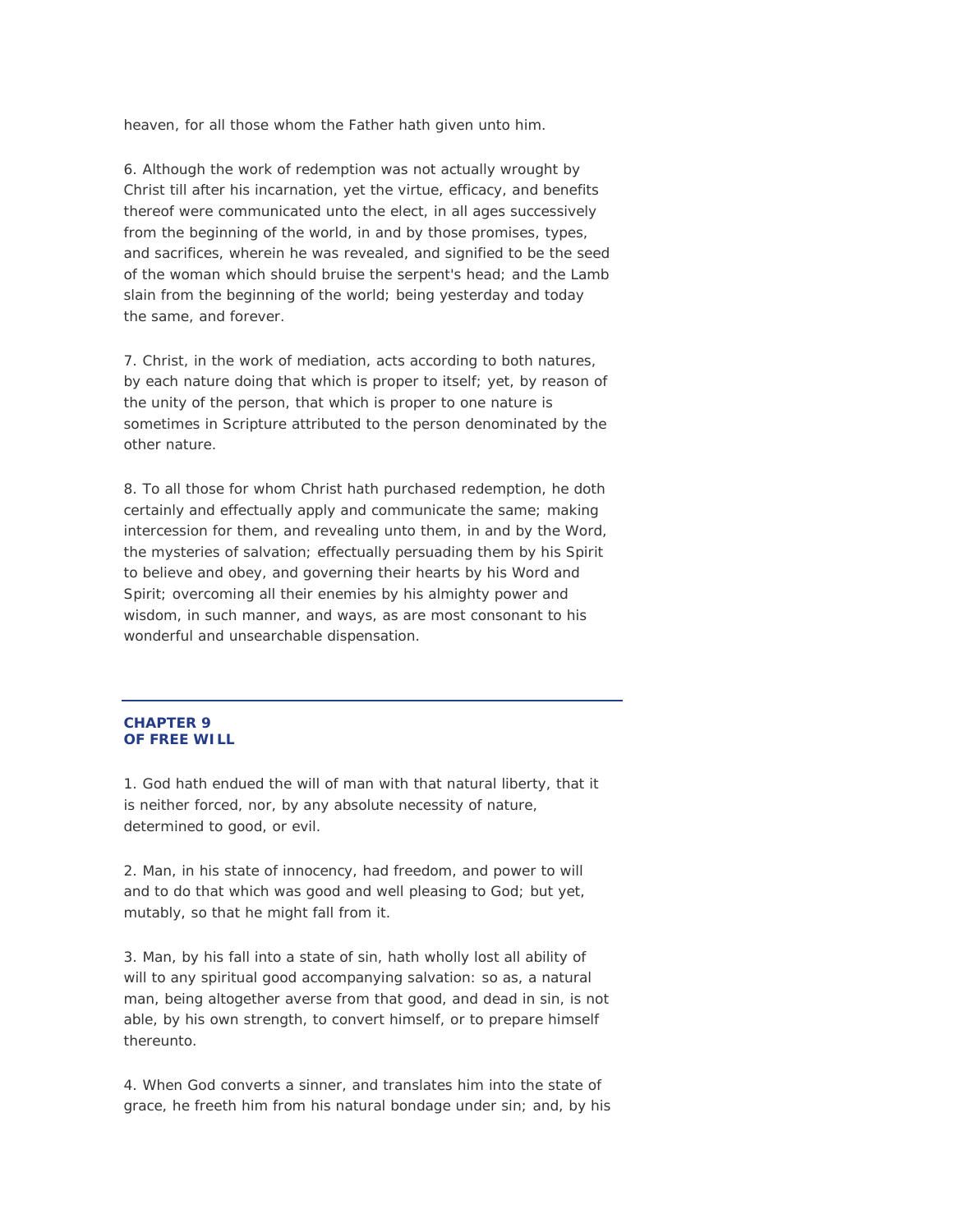heaven, for all those whom the Father hath given unto him.

6. Although the work of redemption was not actually wrought by Christ till after his incarnation, yet the virtue, efficacy, and benefits thereof were communicated unto the elect, in all ages successively from the beginning of the world, in and by those promises, types, and sacrifices, wherein he was revealed, and signified to be the seed of the woman which should bruise the serpent's head; and the Lamb slain from the beginning of the world; being yesterday and today the same, and forever.

7. Christ, in the work of mediation, acts according to both natures, by each nature doing that which is proper to itself; yet, by reason of the unity of the person, that which is proper to one nature is sometimes in Scripture attributed to the person denominated by the other nature.

8. To all those for whom Christ hath purchased redemption, he doth certainly and effectually apply and communicate the same; making intercession for them, and revealing unto them, in and by the Word, the mysteries of salvation; effectually persuading them by his Spirit to believe and obey, and governing their hearts by his Word and Spirit; overcoming all their enemies by his almighty power and wisdom, in such manner, and ways, as are most consonant to his wonderful and unsearchable dispensation.

---

## CHAPTER 9
## OF FREE WILL

1. God hath endued the will of man with that natural liberty, that it is neither forced, nor, by any absolute necessity of nature, determined to good, or evil.

2. Man, in his state of innocency, had freedom, and power to will and to do that which was good and well pleasing to God; but yet, mutably, so that he might fall from it.

3. Man, by his fall into a state of sin, hath wholly lost all ability of will to any spiritual good accompanying salvation: so as, a natural man, being altogether averse from that good, and dead in sin, is not able, by his own strength, to convert himself, or to prepare himself thereunto.

4. When God converts a sinner, and translates him into the state of grace, he freeth him from his natural bondage under sin; and, by his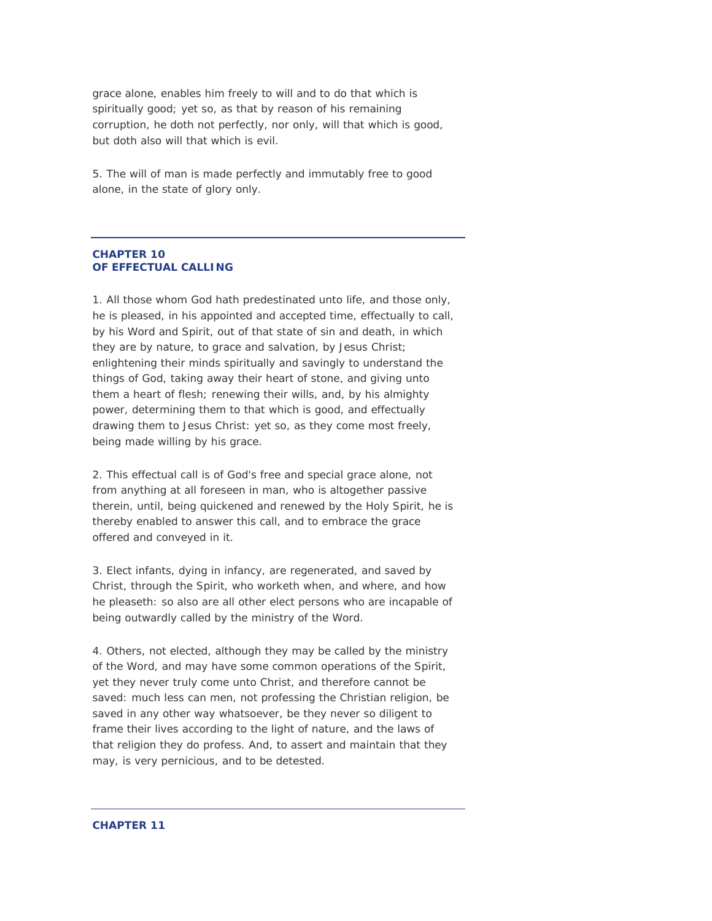grace alone, enables him freely to will and to do that which is spiritually good; yet so, as that by reason of his remaining corruption, he doth not perfectly, nor only, will that which is good, but doth also will that which is evil.

5. The will of man is made perfectly and immutably free to good alone, in the state of glory only.

---

## CHAPTER 10
## OF EFFECTUAL CALLING

1. All those whom God hath predestinated unto life, and those only, he is pleased, in his appointed and accepted time, effectually to call, by his Word and Spirit, out of that state of sin and death, in which they are by nature, to grace and salvation, by Jesus Christ; enlightening their minds spiritually and savingly to understand the things of God, taking away their heart of stone, and giving unto them a heart of flesh; renewing their wills, and, by his almighty power, determining them to that which is good, and effectually drawing them to Jesus Christ: yet so, as they come most freely, being made willing by his grace.

2. This effectual call is of God's free and special grace alone, not from anything at all foreseen in man, who is altogether passive therein, until, being quickened and renewed by the Holy Spirit, he is thereby enabled to answer this call, and to embrace the grace offered and conveyed in it.

3. Elect infants, dying in infancy, are regenerated, and saved by Christ, through the Spirit, who worketh when, and where, and how he pleaseth: so also are all other elect persons who are incapable of being outwardly called by the ministry of the Word.

4. Others, not elected, although they may be called by the ministry of the Word, and may have some common operations of the Spirit, yet they never truly come unto Christ, and therefore cannot be saved: much less can men, not professing the Christian religion, be saved in any other way whatsoever, be they never so diligent to frame their lives according to the light of nature, and the laws of that religion they do profess. And, to assert and maintain that they may, is very pernicious, and to be detested.

---

## CHAPTER 11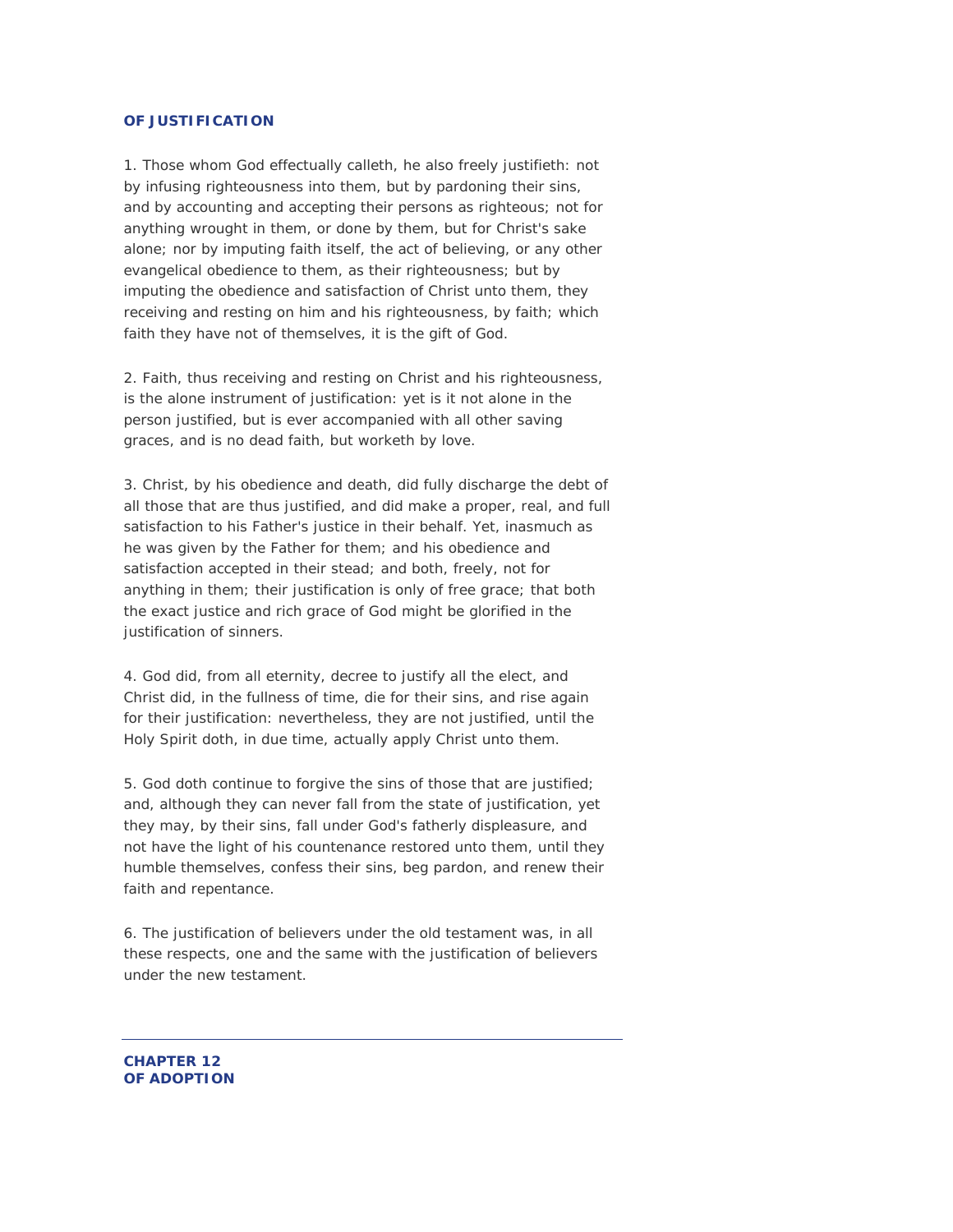## OF JUSTIFICATION

1. Those whom God effectually calleth, he also freely justifieth: not by infusing righteousness into them, but by pardoning their sins, and by accounting and accepting their persons as righteous; not for anything wrought in them, or done by them, but for Christ's sake alone; nor by imputing faith itself, the act of believing, or any other evangelical obedience to them, as their righteousness; but by imputing the obedience and satisfaction of Christ unto them, they receiving and resting on him and his righteousness, by faith; which faith they have not of themselves, it is the gift of God.

2. Faith, thus receiving and resting on Christ and his righteousness, is the alone instrument of justification: yet is it not alone in the person justified, but is ever accompanied with all other saving graces, and is no dead faith, but worketh by love.

3. Christ, by his obedience and death, did fully discharge the debt of all those that are thus justified, and did make a proper, real, and full satisfaction to his Father's justice in their behalf. Yet, inasmuch as he was given by the Father for them; and his obedience and satisfaction accepted in their stead; and both, freely, not for anything in them; their justification is only of free grace; that both the exact justice and rich grace of God might be glorified in the justification of sinners.

4. God did, from all eternity, decree to justify all the elect, and Christ did, in the fullness of time, die for their sins, and rise again for their justification: nevertheless, they are not justified, until the Holy Spirit doth, in due time, actually apply Christ unto them.

5. God doth continue to forgive the sins of those that are justified; and, although they can never fall from the state of justification, yet they may, by their sins, fall under God's fatherly displeasure, and not have the light of his countenance restored unto them, until they humble themselves, confess their sins, beg pardon, and renew their faith and repentance.

6. The justification of believers under the old testament was, in all these respects, one and the same with the justification of believers under the new testament.

---

## CHAPTER 12
## OF ADOPTION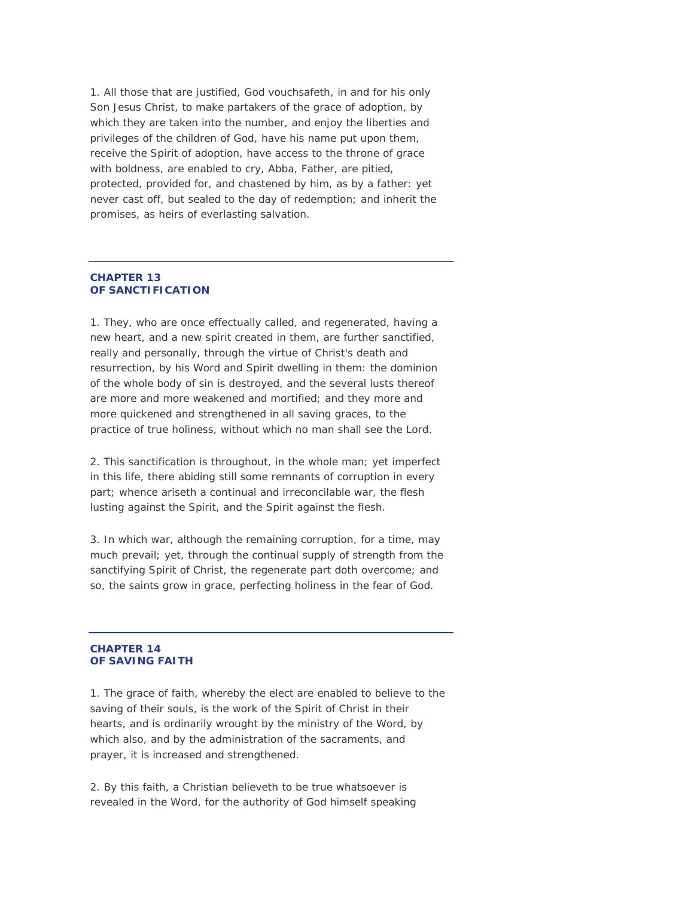1. All those that are justified, God vouchsafeth, in and for his only Son Jesus Christ, to make partakers of the grace of adoption, by which they are taken into the number, and enjoy the liberties and privileges of the children of God, have his name put upon them, receive the Spirit of adoption, have access to the throne of grace with boldness, are enabled to cry, Abba, Father, are pitied, protected, provided for, and chastened by him, as by a father: yet never cast off, but sealed to the day of redemption; and inherit the promises, as heirs of everlasting salvation.

---

## CHAPTER 13
## OF SANCTIFICATION

1. They, who are once effectually called, and regenerated, having a new heart, and a new spirit created in them, are further sanctified, really and personally, through the virtue of Christ's death and resurrection, by his Word and Spirit dwelling in them: the dominion of the whole body of sin is destroyed, and the several lusts thereof are more and more weakened and mortified; and they more and more quickened and strengthened in all saving graces, to the practice of true holiness, without which no man shall see the Lord.

2. This sanctification is throughout, in the whole man; yet imperfect in this life, there abiding still some remnants of corruption in every part; whence ariseth a continual and irreconcilable war, the flesh lusting against the Spirit, and the Spirit against the flesh.

3. In which war, although the remaining corruption, for a time, may much prevail; yet, through the continual supply of strength from the sanctifying Spirit of Christ, the regenerate part doth overcome; and so, the saints grow in grace, perfecting holiness in the fear of God.

---

## CHAPTER 14
## OF SAVING FAITH

1. The grace of faith, whereby the elect are enabled to believe to the saving of their souls, is the work of the Spirit of Christ in their hearts, and is ordinarily wrought by the ministry of the Word, by which also, and by the administration of the sacraments, and prayer, it is increased and strengthened.

2. By this faith, a Christian believeth to be true whatsoever is revealed in the Word, for the authority of God himself speaking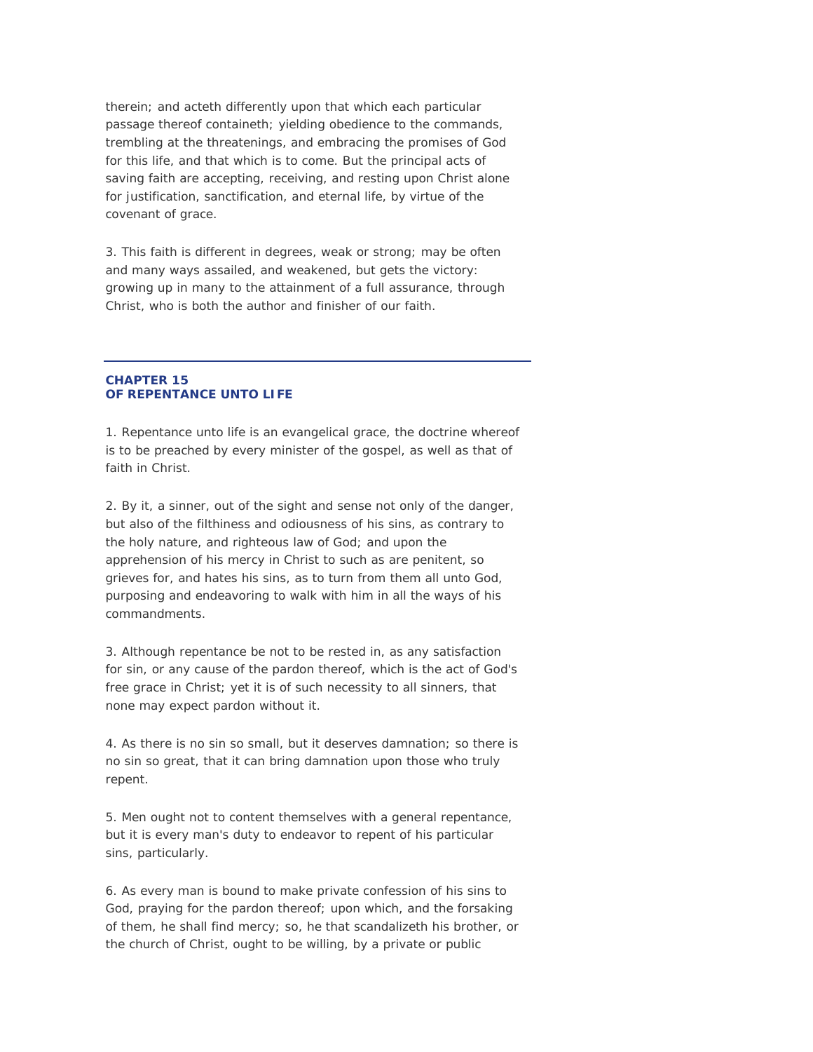therein; and acteth differently upon that which each particular passage thereof containeth; yielding obedience to the commands, trembling at the threatenings, and embracing the promises of God for this life, and that which is to come. But the principal acts of saving faith are accepting, receiving, and resting upon Christ alone for justification, sanctification, and eternal life, by virtue of the covenant of grace.

3. This faith is different in degrees, weak or strong; may be often and many ways assailed, and weakened, but gets the victory: growing up in many to the attainment of a full assurance, through Christ, who is both the author and finisher of our faith.

---

## CHAPTER 15
## OF REPENTANCE UNTO LIFE

1. Repentance unto life is an evangelical grace, the doctrine whereof is to be preached by every minister of the gospel, as well as that of faith in Christ.

2. By it, a sinner, out of the sight and sense not only of the danger, but also of the filthiness and odiousness of his sins, as contrary to the holy nature, and righteous law of God; and upon the apprehension of his mercy in Christ to such as are penitent, so grieves for, and hates his sins, as to turn from them all unto God, purposing and endeavoring to walk with him in all the ways of his commandments.

3. Although repentance be not to be rested in, as any satisfaction for sin, or any cause of the pardon thereof, which is the act of God's free grace in Christ; yet it is of such necessity to all sinners, that none may expect pardon without it.

4. As there is no sin so small, but it deserves damnation; so there is no sin so great, that it can bring damnation upon those who truly repent.

5. Men ought not to content themselves with a general repentance, but it is every man's duty to endeavor to repent of his particular sins, particularly.

6. As every man is bound to make private confession of his sins to God, praying for the pardon thereof; upon which, and the forsaking of them, he shall find mercy; so, he that scandalizeth his brother, or the church of Christ, ought to be willing, by a private or public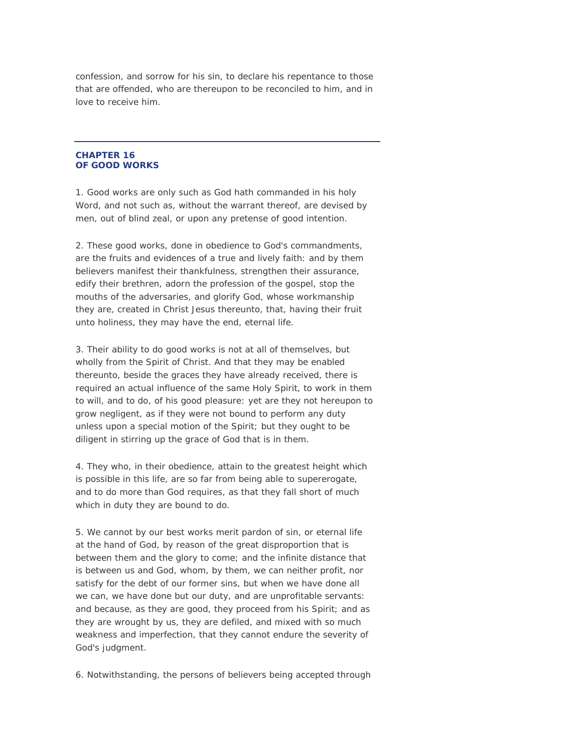confession, and sorrow for his sin, to declare his repentance to those that are offended, who are thereupon to be reconciled to him, and in love to receive him.

---

## CHAPTER 16
## OF GOOD WORKS

1. Good works are only such as God hath commanded in his holy Word, and not such as, without the warrant thereof, are devised by men, out of blind zeal, or upon any pretense of good intention.

2. These good works, done in obedience to God's commandments, are the fruits and evidences of a true and lively faith: and by them believers manifest their thankfulness, strengthen their assurance, edify their brethren, adorn the profession of the gospel, stop the mouths of the adversaries, and glorify God, whose workmanship they are, created in Christ Jesus thereunto, that, having their fruit unto holiness, they may have the end, eternal life.

3. Their ability to do good works is not at all of themselves, but wholly from the Spirit of Christ. And that they may be enabled thereunto, beside the graces they have already received, there is required an actual influence of the same Holy Spirit, to work in them to will, and to do, of his good pleasure: yet are they not hereupon to grow negligent, as if they were not bound to perform any duty unless upon a special motion of the Spirit; but they ought to be diligent in stirring up the grace of God that is in them.

4. They who, in their obedience, attain to the greatest height which is possible in this life, are so far from being able to supererogate, and to do more than God requires, as that they fall short of much which in duty they are bound to do.

5. We cannot by our best works merit pardon of sin, or eternal life at the hand of God, by reason of the great disproportion that is between them and the glory to come; and the infinite distance that is between us and God, whom, by them, we can neither profit, nor satisfy for the debt of our former sins, but when we have done all we can, we have done but our duty, and are unprofitable servants: and because, as they are good, they proceed from his Spirit; and as they are wrought by us, they are defiled, and mixed with so much weakness and imperfection, that they cannot endure the severity of God's judgment.

6. Notwithstanding, the persons of believers being accepted through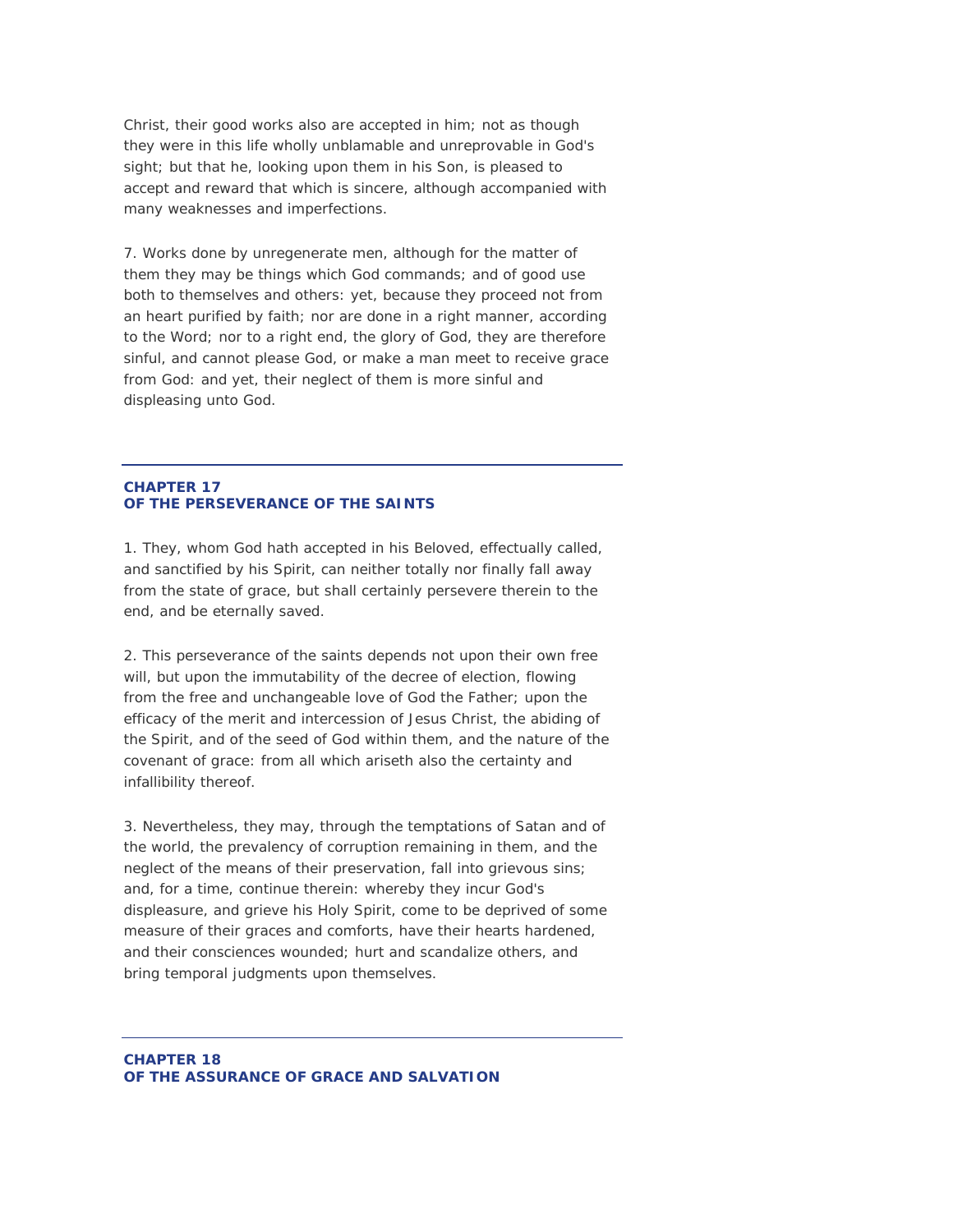Christ, their good works also are accepted in him; not as though they were in this life wholly unblamable and unreprovable in God's sight; but that he, looking upon them in his Son, is pleased to accept and reward that which is sincere, although accompanied with many weaknesses and imperfections.

7. Works done by unregenerate men, although for the matter of them they may be things which God commands; and of good use both to themselves and others: yet, because they proceed not from an heart purified by faith; nor are done in a right manner, according to the Word; nor to a right end, the glory of God, they are therefore sinful, and cannot please God, or make a man meet to receive grace from God: and yet, their neglect of them is more sinful and displeasing unto God.

---

## CHAPTER 17
## OF THE PERSEVERANCE OF THE SAINTS

1. They, whom God hath accepted in his Beloved, effectually called, and sanctified by his Spirit, can neither totally nor finally fall away from the state of grace, but shall certainly persevere therein to the end, and be eternally saved.

2. This perseverance of the saints depends not upon their own free will, but upon the immutability of the decree of election, flowing from the free and unchangeable love of God the Father; upon the efficacy of the merit and intercession of Jesus Christ, the abiding of the Spirit, and of the seed of God within them, and the nature of the covenant of grace: from all which ariseth also the certainty and infallibility thereof.

3. Nevertheless, they may, through the temptations of Satan and of the world, the prevalency of corruption remaining in them, and the neglect of the means of their preservation, fall into grievous sins; and, for a time, continue therein: whereby they incur God's displeasure, and grieve his Holy Spirit, come to be deprived of some measure of their graces and comforts, have their hearts hardened, and their consciences wounded; hurt and scandalize others, and bring temporal judgments upon themselves.

---

## CHAPTER 18
## OF THE ASSURANCE OF GRACE AND SALVATION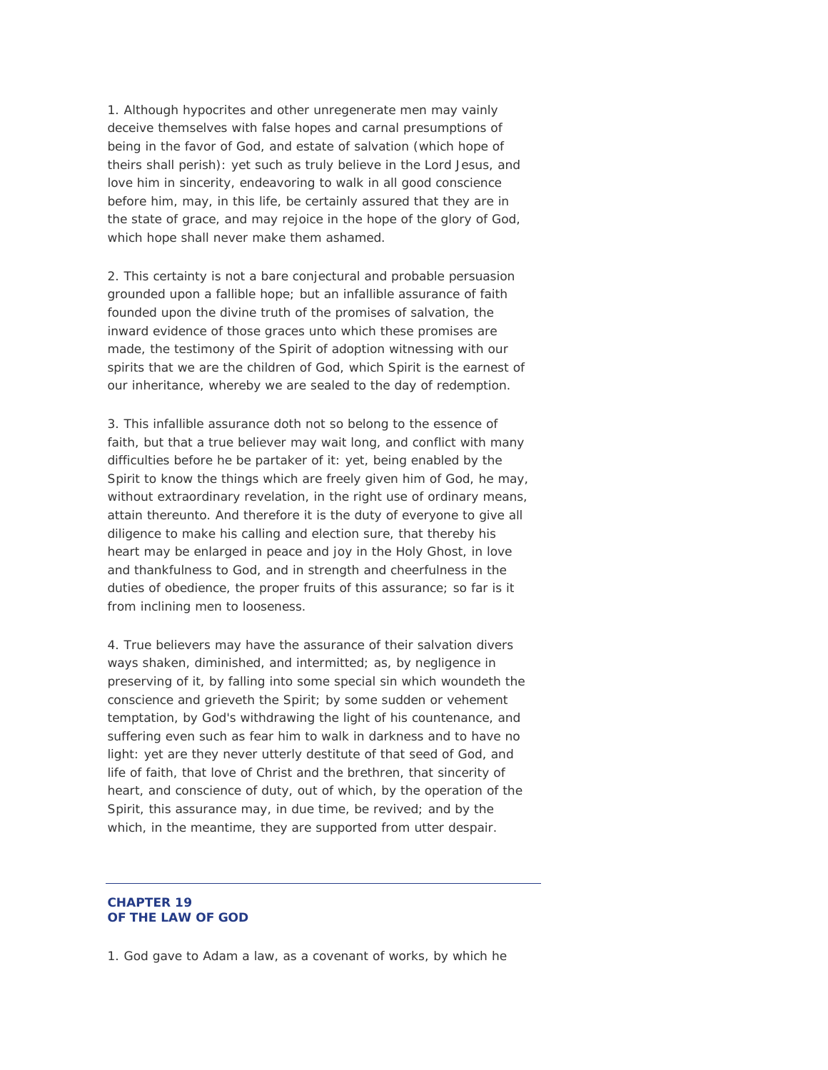1. Although hypocrites and other unregenerate men may vainly deceive themselves with false hopes and carnal presumptions of being in the favor of God, and estate of salvation (which hope of theirs shall perish): yet such as truly believe in the Lord Jesus, and love him in sincerity, endeavoring to walk in all good conscience before him, may, in this life, be certainly assured that they are in the state of grace, and may rejoice in the hope of the glory of God, which hope shall never make them ashamed.

2. This certainty is not a bare conjectural and probable persuasion grounded upon a fallible hope; but an infallible assurance of faith founded upon the divine truth of the promises of salvation, the inward evidence of those graces unto which these promises are made, the testimony of the Spirit of adoption witnessing with our spirits that we are the children of God, which Spirit is the earnest of our inheritance, whereby we are sealed to the day of redemption.

3. This infallible assurance doth not so belong to the essence of faith, but that a true believer may wait long, and conflict with many difficulties before he be partaker of it: yet, being enabled by the Spirit to know the things which are freely given him of God, he may, without extraordinary revelation, in the right use of ordinary means, attain thereunto. And therefore it is the duty of everyone to give all diligence to make his calling and election sure, that thereby his heart may be enlarged in peace and joy in the Holy Ghost, in love and thankfulness to God, and in strength and cheerfulness in the duties of obedience, the proper fruits of this assurance; so far is it from inclining men to looseness.

4. True believers may have the assurance of their salvation divers ways shaken, diminished, and intermitted; as, by negligence in preserving of it, by falling into some special sin which woundeth the conscience and grieveth the Spirit; by some sudden or vehement temptation, by God's withdrawing the light of his countenance, and suffering even such as fear him to walk in darkness and to have no light: yet are they never utterly destitute of that seed of God, and life of faith, that love of Christ and the brethren, that sincerity of heart, and conscience of duty, out of which, by the operation of the Spirit, this assurance may, in due time, be revived; and by the which, in the meantime, they are supported from utter despair.

---

## CHAPTER 19
## OF THE LAW OF GOD

1. God gave to Adam a law, as a covenant of works, by which he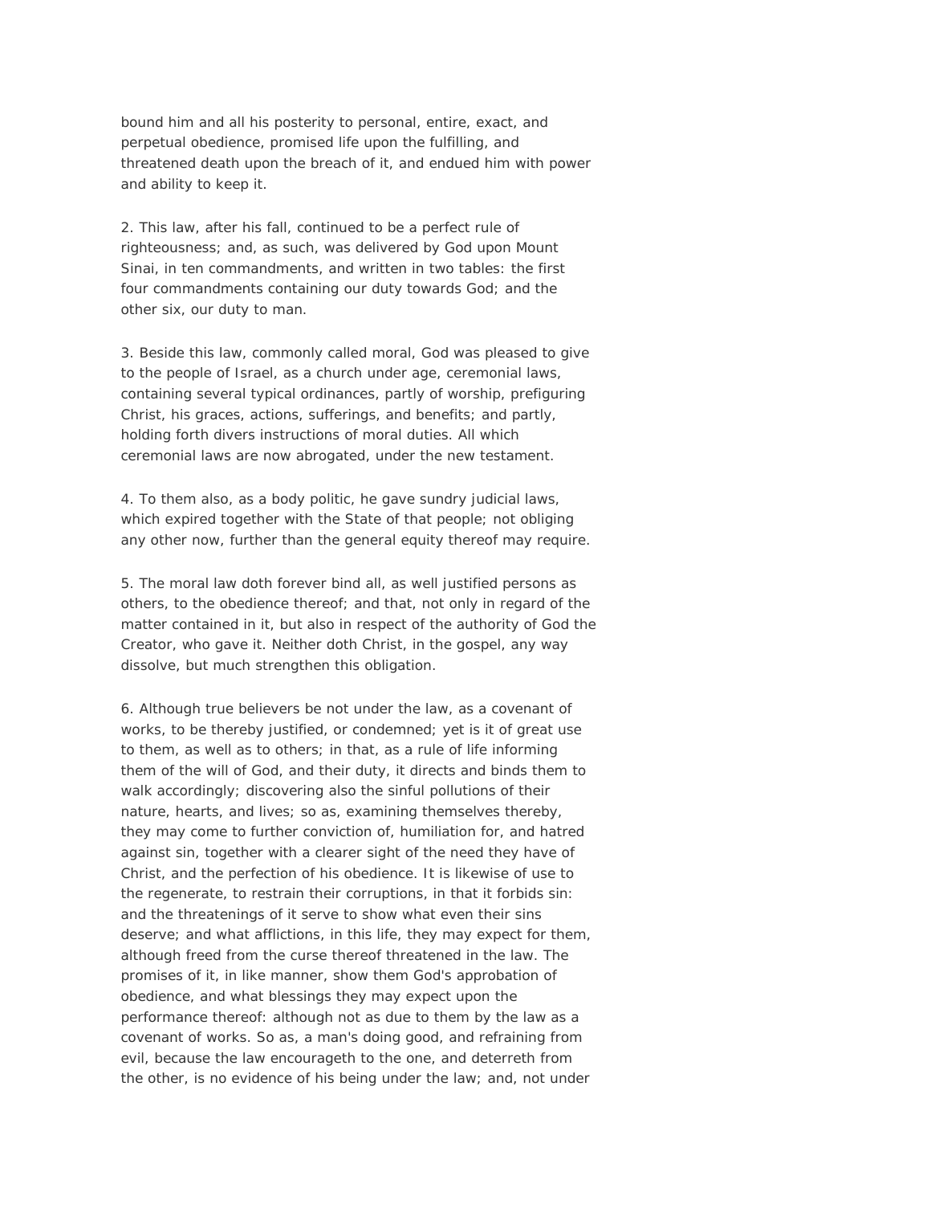bound him and all his posterity to personal, entire, exact, and perpetual obedience, promised life upon the fulfilling, and threatened death upon the breach of it, and endued him with power and ability to keep it.

2. This law, after his fall, continued to be a perfect rule of righteousness; and, as such, was delivered by God upon Mount Sinai, in ten commandments, and written in two tables: the first four commandments containing our duty towards God; and the other six, our duty to man.

3. Beside this law, commonly called moral, God was pleased to give to the people of Israel, as a church under age, ceremonial laws, containing several typical ordinances, partly of worship, prefiguring Christ, his graces, actions, sufferings, and benefits; and partly, holding forth divers instructions of moral duties. All which ceremonial laws are now abrogated, under the new testament.

4. To them also, as a body politic, he gave sundry judicial laws, which expired together with the State of that people; not obliging any other now, further than the general equity thereof may require.

5. The moral law doth forever bind all, as well justified persons as others, to the obedience thereof; and that, not only in regard of the matter contained in it, but also in respect of the authority of God the Creator, who gave it. Neither doth Christ, in the gospel, any way dissolve, but much strengthen this obligation.

6. Although true believers be not under the law, as a covenant of works, to be thereby justified, or condemned; yet is it of great use to them, as well as to others; in that, as a rule of life informing them of the will of God, and their duty, it directs and binds them to walk accordingly; discovering also the sinful pollutions of their nature, hearts, and lives; so as, examining themselves thereby, they may come to further conviction of, humiliation for, and hatred against sin, together with a clearer sight of the need they have of Christ, and the perfection of his obedience. It is likewise of use to the regenerate, to restrain their corruptions, in that it forbids sin: and the threatenings of it serve to show what even their sins deserve; and what afflictions, in this life, they may expect for them, although freed from the curse thereof threatened in the law. The promises of it, in like manner, show them God's approbation of obedience, and what blessings they may expect upon the performance thereof: although not as due to them by the law as a covenant of works. So as, a man's doing good, and refraining from evil, because the law encourageth to the one, and deterreth from the other, is no evidence of his being under the law; and, not under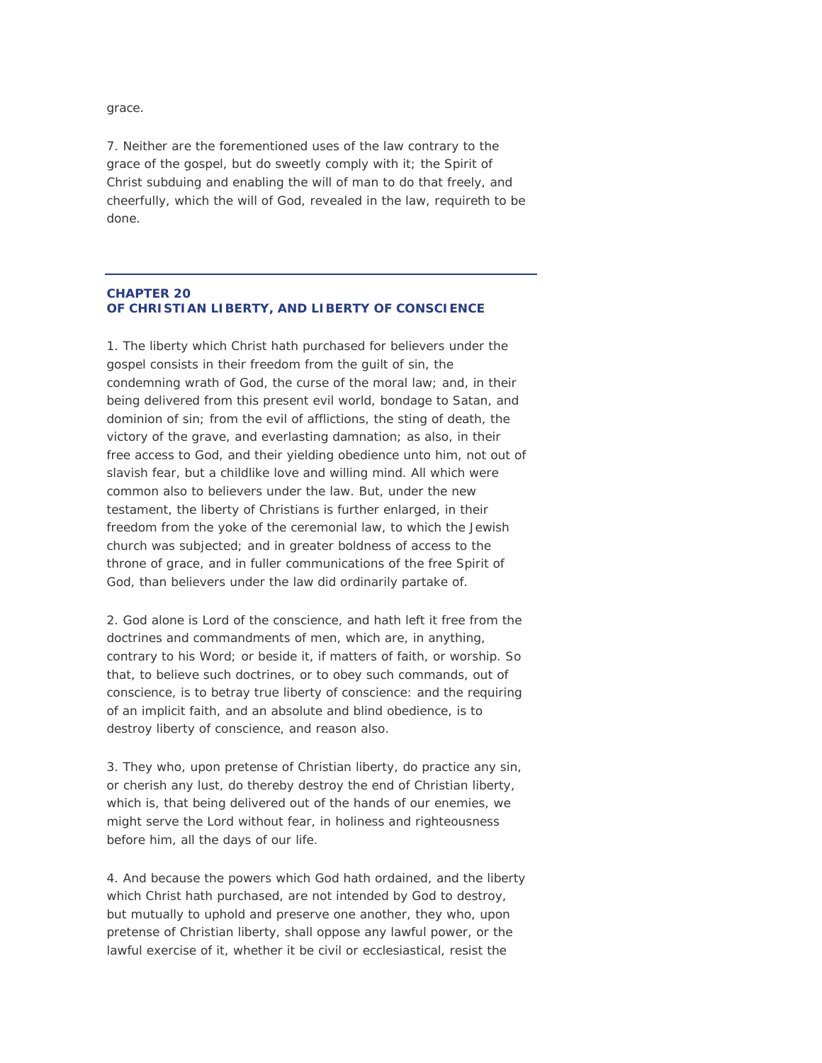grace.

7. Neither are the forementioned uses of the law contrary to the grace of the gospel, but do sweetly comply with it; the Spirit of Christ subduing and enabling the will of man to do that freely, and cheerfully, which the will of God, revealed in the law, requireth to be done.

---

## CHAPTER 20
## OF CHRISTIAN LIBERTY, AND LIBERTY OF CONSCIENCE

1. The liberty which Christ hath purchased for believers under the gospel consists in their freedom from the guilt of sin, the condemning wrath of God, the curse of the moral law; and, in their being delivered from this present evil world, bondage to Satan, and dominion of sin; from the evil of afflictions, the sting of death, the victory of the grave, and everlasting damnation; as also, in their free access to God, and their yielding obedience unto him, not out of slavish fear, but a childlike love and willing mind. All which were common also to believers under the law. But, under the new testament, the liberty of Christians is further enlarged, in their freedom from the yoke of the ceremonial law, to which the Jewish church was subjected; and in greater boldness of access to the throne of grace, and in fuller communications of the free Spirit of God, than believers under the law did ordinarily partake of.

2. God alone is Lord of the conscience, and hath left it free from the doctrines and commandments of men, which are, in anything, contrary to his Word; or beside it, if matters of faith, or worship. So that, to believe such doctrines, or to obey such commands, out of conscience, is to betray true liberty of conscience: and the requiring of an implicit faith, and an absolute and blind obedience, is to destroy liberty of conscience, and reason also.

3. They who, upon pretense of Christian liberty, do practice any sin, or cherish any lust, do thereby destroy the end of Christian liberty, which is, that being delivered out of the hands of our enemies, we might serve the Lord without fear, in holiness and righteousness before him, all the days of our life.

4. And because the powers which God hath ordained, and the liberty which Christ hath purchased, are not intended by God to destroy, but mutually to uphold and preserve one another, they who, upon pretense of Christian liberty, shall oppose any lawful power, or the lawful exercise of it, whether it be civil or ecclesiastical, resist the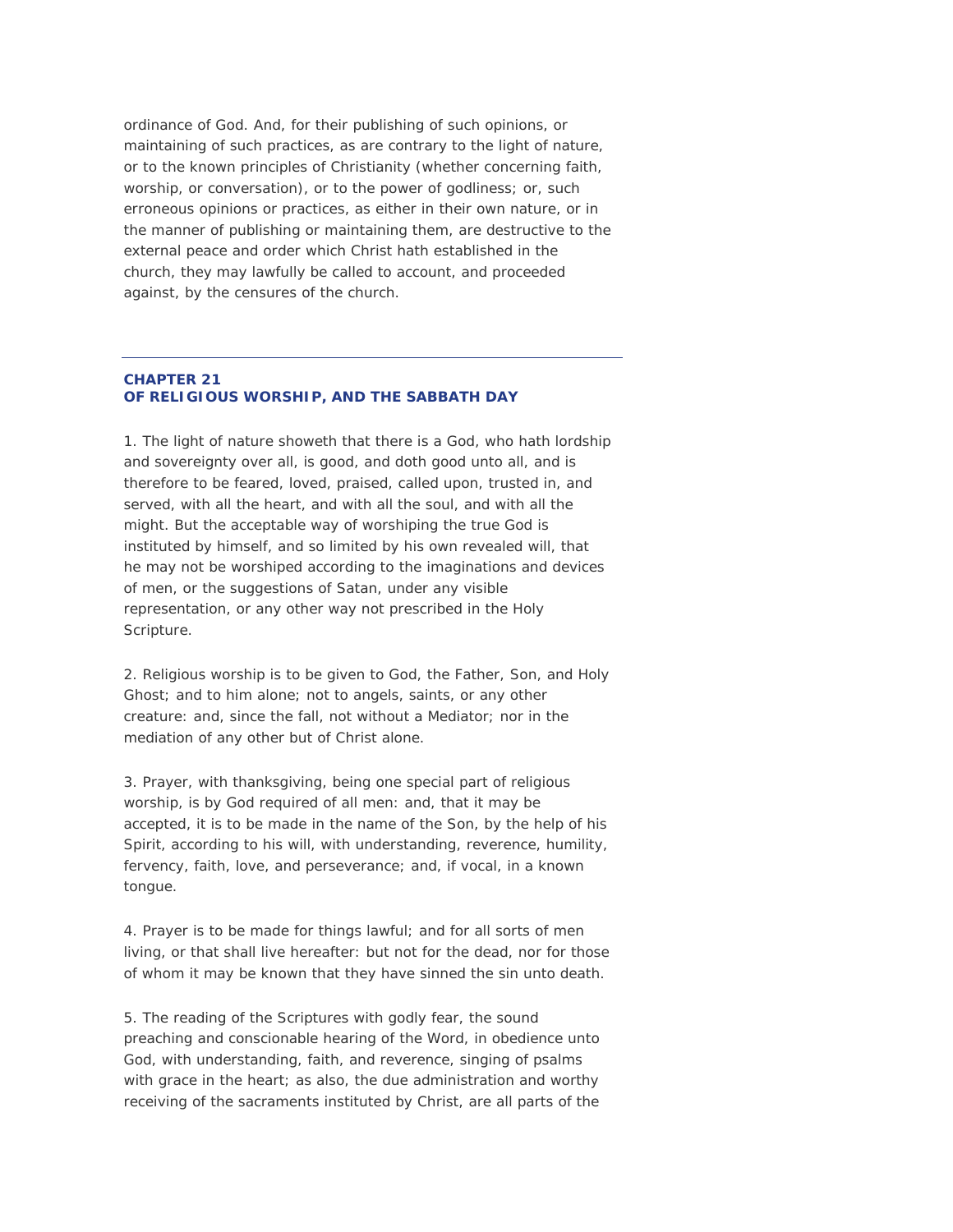ordinance of God. And, for their publishing of such opinions, or maintaining of such practices, as are contrary to the light of nature, or to the known principles of Christianity (whether concerning faith, worship, or conversation), or to the power of godliness; or, such erroneous opinions or practices, as either in their own nature, or in the manner of publishing or maintaining them, are destructive to the external peace and order which Christ hath established in the church, they may lawfully be called to account, and proceeded against, by the censures of the church.

---

## CHAPTER 21
## OF RELIGIOUS WORSHIP, AND THE SABBATH DAY

1. The light of nature showeth that there is a God, who hath lordship and sovereignty over all, is good, and doth good unto all, and is therefore to be feared, loved, praised, called upon, trusted in, and served, with all the heart, and with all the soul, and with all the might. But the acceptable way of worshiping the true God is instituted by himself, and so limited by his own revealed will, that he may not be worshiped according to the imaginations and devices of men, or the suggestions of Satan, under any visible representation, or any other way not prescribed in the Holy Scripture.

2. Religious worship is to be given to God, the Father, Son, and Holy Ghost; and to him alone; not to angels, saints, or any other creature: and, since the fall, not without a Mediator; nor in the mediation of any other but of Christ alone.

3. Prayer, with thanksgiving, being one special part of religious worship, is by God required of all men: and, that it may be accepted, it is to be made in the name of the Son, by the help of his Spirit, according to his will, with understanding, reverence, humility, fervency, faith, love, and perseverance; and, if vocal, in a known tongue.

4. Prayer is to be made for things lawful; and for all sorts of men living, or that shall live hereafter: but not for the dead, nor for those of whom it may be known that they have sinned the sin unto death.

5. The reading of the Scriptures with godly fear, the sound preaching and conscionable hearing of the Word, in obedience unto God, with understanding, faith, and reverence, singing of psalms with grace in the heart; as also, the due administration and worthy receiving of the sacraments instituted by Christ, are all parts of the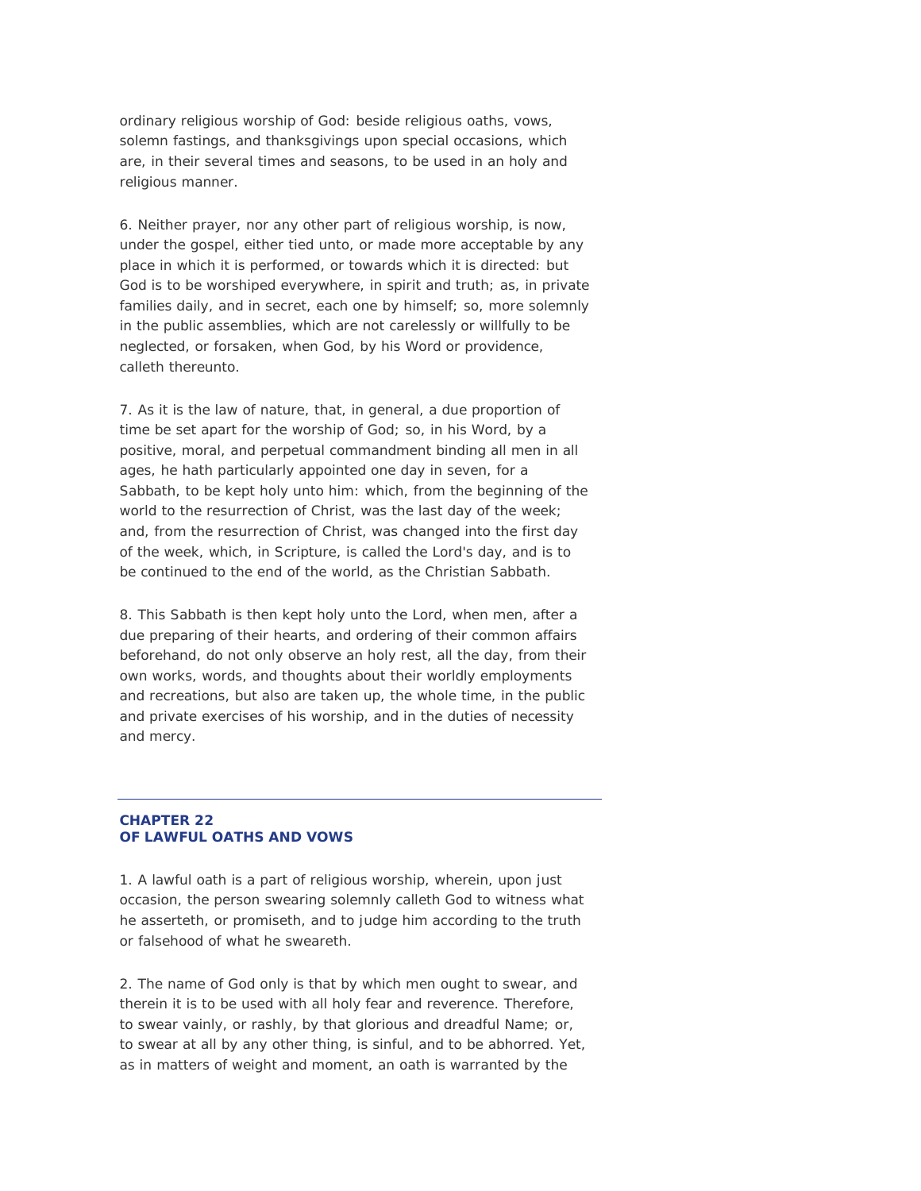ordinary religious worship of God: beside religious oaths, vows, solemn fastings, and thanksgivings upon special occasions, which are, in their several times and seasons, to be used in an holy and religious manner.

6. Neither prayer, nor any other part of religious worship, is now, under the gospel, either tied unto, or made more acceptable by any place in which it is performed, or towards which it is directed: but God is to be worshiped everywhere, in spirit and truth; as, in private families daily, and in secret, each one by himself; so, more solemnly in the public assemblies, which are not carelessly or willfully to be neglected, or forsaken, when God, by his Word or providence, calleth thereunto.

7. As it is the law of nature, that, in general, a due proportion of time be set apart for the worship of God; so, in his Word, by a positive, moral, and perpetual commandment binding all men in all ages, he hath particularly appointed one day in seven, for a Sabbath, to be kept holy unto him: which, from the beginning of the world to the resurrection of Christ, was the last day of the week; and, from the resurrection of Christ, was changed into the first day of the week, which, in Scripture, is called the Lord's day, and is to be continued to the end of the world, as the Christian Sabbath.

8. This Sabbath is then kept holy unto the Lord, when men, after a due preparing of their hearts, and ordering of their common affairs beforehand, do not only observe an holy rest, all the day, from their own works, words, and thoughts about their worldly employments and recreations, but also are taken up, the whole time, in the public and private exercises of his worship, and in the duties of necessity and mercy.

---

## CHAPTER 22
## OF LAWFUL OATHS AND VOWS

1. A lawful oath is a part of religious worship, wherein, upon just occasion, the person swearing solemnly calleth God to witness what he asserteth, or promiseth, and to judge him according to the truth or falsehood of what he sweareth.

2. The name of God only is that by which men ought to swear, and therein it is to be used with all holy fear and reverence. Therefore, to swear vainly, or rashly, by that glorious and dreadful Name; or, to swear at all by any other thing, is sinful, and to be abhorred. Yet, as in matters of weight and moment, an oath is warranted by the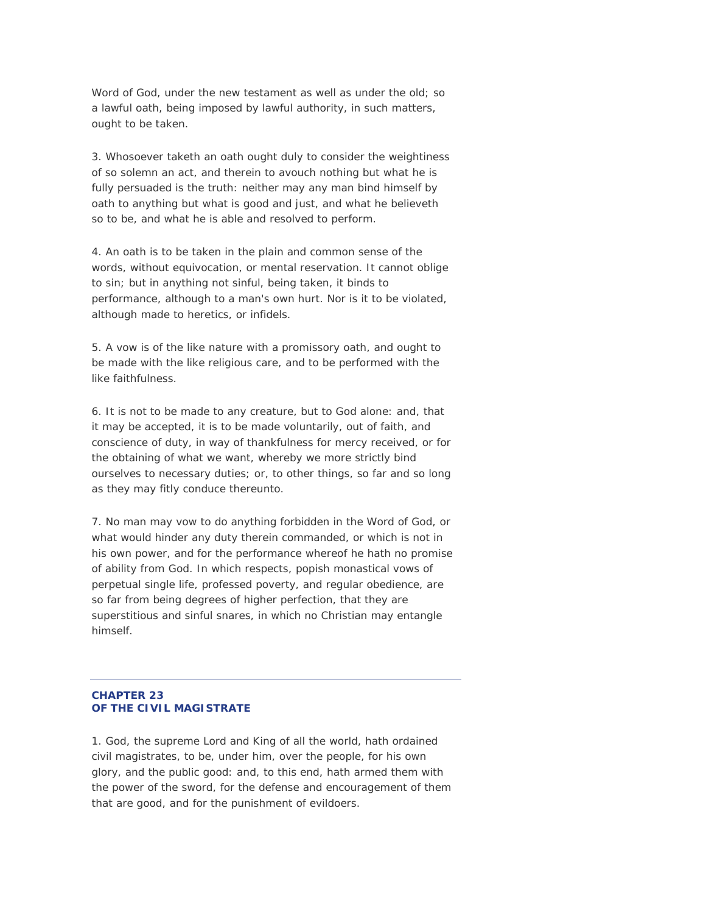Word of God, under the new testament as well as under the old; so a lawful oath, being imposed by lawful authority, in such matters, ought to be taken.

3. Whosoever taketh an oath ought duly to consider the weightiness of so solemn an act, and therein to avouch nothing but what he is fully persuaded is the truth: neither may any man bind himself by oath to anything but what is good and just, and what he believeth so to be, and what he is able and resolved to perform.

4. An oath is to be taken in the plain and common sense of the words, without equivocation, or mental reservation. It cannot oblige to sin; but in anything not sinful, being taken, it binds to performance, although to a man's own hurt. Nor is it to be violated, although made to heretics, or infidels.

5. A vow is of the like nature with a promissory oath, and ought to be made with the like religious care, and to be performed with the like faithfulness.

6. It is not to be made to any creature, but to God alone: and, that it may be accepted, it is to be made voluntarily, out of faith, and conscience of duty, in way of thankfulness for mercy received, or for the obtaining of what we want, whereby we more strictly bind ourselves to necessary duties; or, to other things, so far and so long as they may fitly conduce thereunto.

7. No man may vow to do anything forbidden in the Word of God, or what would hinder any duty therein commanded, or which is not in his own power, and for the performance whereof he hath no promise of ability from God. In which respects, popish monastical vows of perpetual single life, professed poverty, and regular obedience, are so far from being degrees of higher perfection, that they are superstitious and sinful snares, in which no Christian may entangle himself.

---

## CHAPTER 23
## OF THE CIVIL MAGISTRATE

1. God, the supreme Lord and King of all the world, hath ordained civil magistrates, to be, under him, over the people, for his own glory, and the public good: and, to this end, hath armed them with the power of the sword, for the defense and encouragement of them that are good, and for the punishment of evildoers.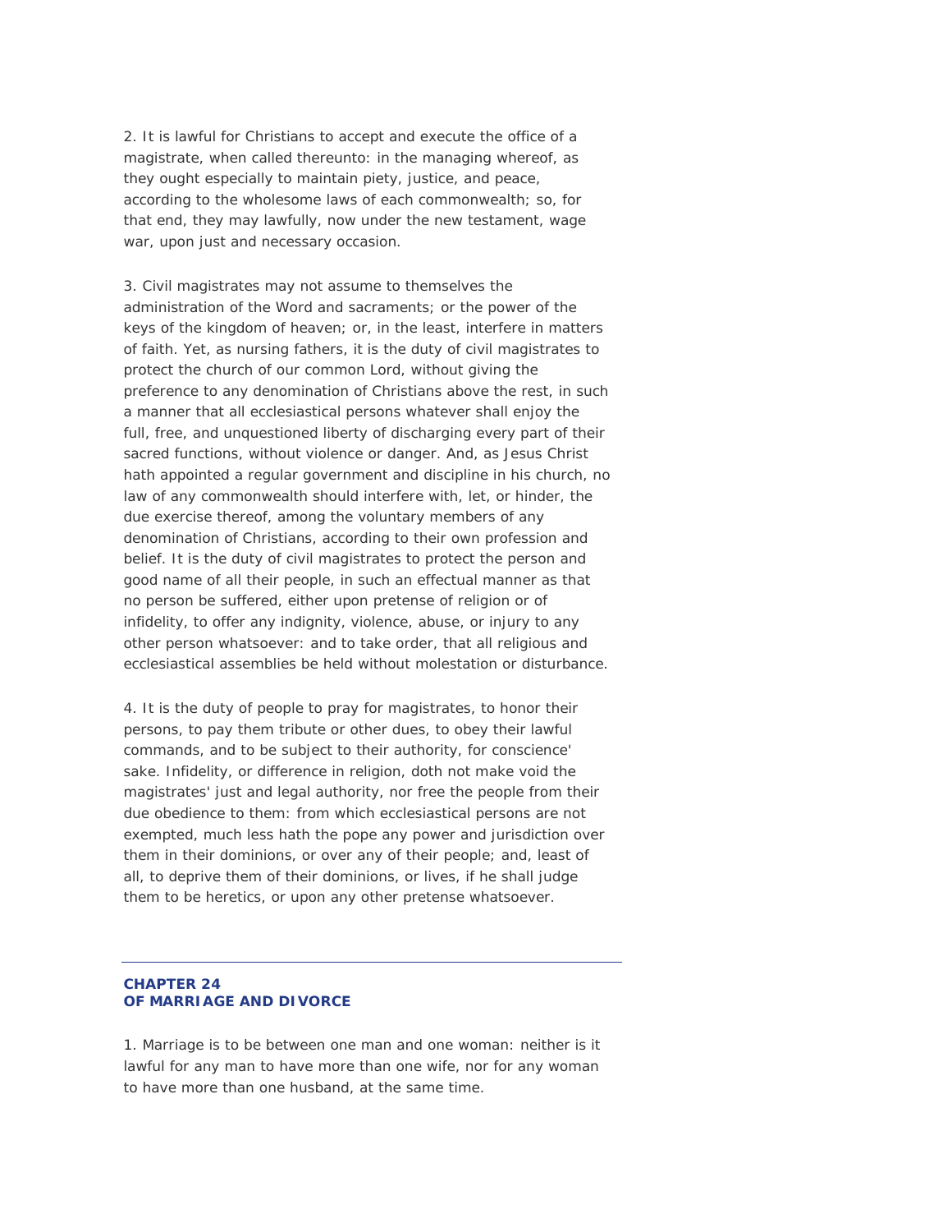2. It is lawful for Christians to accept and execute the office of a magistrate, when called thereunto: in the managing whereof, as they ought especially to maintain piety, justice, and peace, according to the wholesome laws of each commonwealth; so, for that end, they may lawfully, now under the new testament, wage war, upon just and necessary occasion.

3. Civil magistrates may not assume to themselves the administration of the Word and sacraments; or the power of the keys of the kingdom of heaven; or, in the least, interfere in matters of faith. Yet, as nursing fathers, it is the duty of civil magistrates to protect the church of our common Lord, without giving the preference to any denomination of Christians above the rest, in such a manner that all ecclesiastical persons whatever shall enjoy the full, free, and unquestioned liberty of discharging every part of their sacred functions, without violence or danger. And, as Jesus Christ hath appointed a regular government and discipline in his church, no law of any commonwealth should interfere with, let, or hinder, the due exercise thereof, among the voluntary members of any denomination of Christians, according to their own profession and belief. It is the duty of civil magistrates to protect the person and good name of all their people, in such an effectual manner as that no person be suffered, either upon pretense of religion or of infidelity, to offer any indignity, violence, abuse, or injury to any other person whatsoever: and to take order, that all religious and ecclesiastical assemblies be held without molestation or disturbance.

4. It is the duty of people to pray for magistrates, to honor their persons, to pay them tribute or other dues, to obey their lawful commands, and to be subject to their authority, for conscience' sake. Infidelity, or difference in religion, doth not make void the magistrates' just and legal authority, nor free the people from their due obedience to them: from which ecclesiastical persons are not exempted, much less hath the pope any power and jurisdiction over them in their dominions, or over any of their people; and, least of all, to deprive them of their dominions, or lives, if he shall judge them to be heretics, or upon any other pretense whatsoever.

---

## CHAPTER 24
## OF MARRIAGE AND DIVORCE

1. Marriage is to be between one man and one woman: neither is it lawful for any man to have more than one wife, nor for any woman to have more than one husband, at the same time.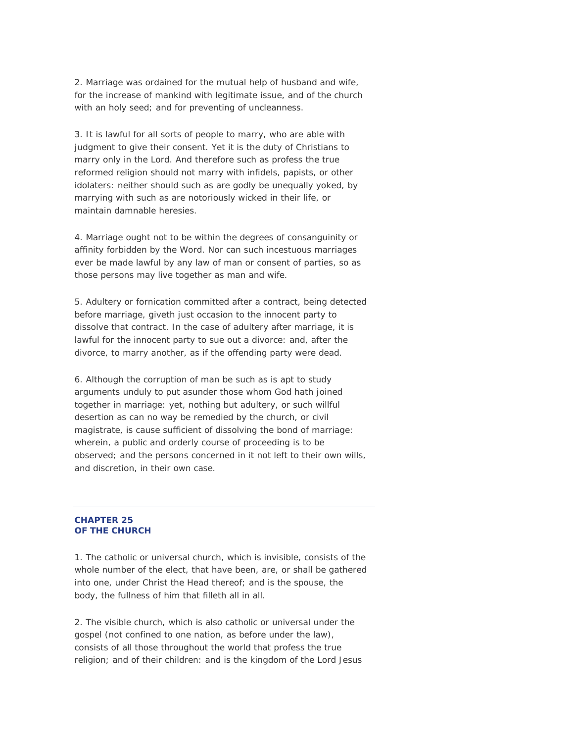2. Marriage was ordained for the mutual help of husband and wife, for the increase of mankind with legitimate issue, and of the church with an holy seed; and for preventing of uncleanness.

3. It is lawful for all sorts of people to marry, who are able with judgment to give their consent. Yet it is the duty of Christians to marry only in the Lord. And therefore such as profess the true reformed religion should not marry with infidels, papists, or other idolaters: neither should such as are godly be unequally yoked, by marrying with such as are notoriously wicked in their life, or maintain damnable heresies.

4. Marriage ought not to be within the degrees of consanguinity or affinity forbidden by the Word. Nor can such incestuous marriages ever be made lawful by any law of man or consent of parties, so as those persons may live together as man and wife.

5. Adultery or fornication committed after a contract, being detected before marriage, giveth just occasion to the innocent party to dissolve that contract. In the case of adultery after marriage, it is lawful for the innocent party to sue out a divorce: and, after the divorce, to marry another, as if the offending party were dead.

6. Although the corruption of man be such as is apt to study arguments unduly to put asunder those whom God hath joined together in marriage: yet, nothing but adultery, or such willful desertion as can no way be remedied by the church, or civil magistrate, is cause sufficient of dissolving the bond of marriage: wherein, a public and orderly course of proceeding is to be observed; and the persons concerned in it not left to their own wills, and discretion, in their own case.

---

## CHAPTER 25
## OF THE CHURCH

1. The catholic or universal church, which is invisible, consists of the whole number of the elect, that have been, are, or shall be gathered into one, under Christ the Head thereof; and is the spouse, the body, the fullness of him that filleth all in all.

2. The visible church, which is also catholic or universal under the gospel (not confined to one nation, as before under the law), consists of all those throughout the world that profess the true religion; and of their children: and is the kingdom of the Lord Jesus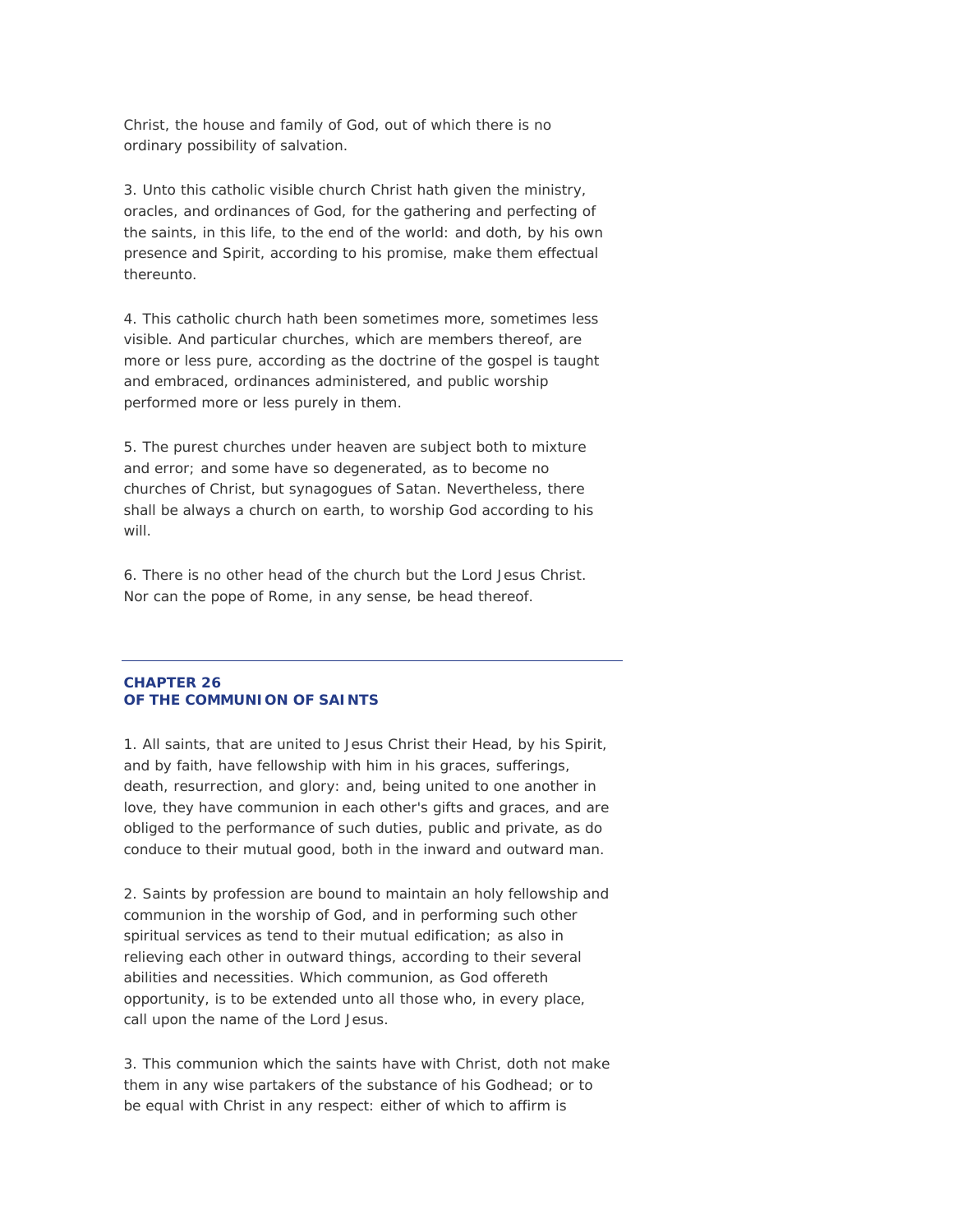Christ, the house and family of God, out of which there is no ordinary possibility of salvation.

3. Unto this catholic visible church Christ hath given the ministry, oracles, and ordinances of God, for the gathering and perfecting of the saints, in this life, to the end of the world: and doth, by his own presence and Spirit, according to his promise, make them effectual thereunto.

4. This catholic church hath been sometimes more, sometimes less visible. And particular churches, which are members thereof, are more or less pure, according as the doctrine of the gospel is taught and embraced, ordinances administered, and public worship performed more or less purely in them.

5. The purest churches under heaven are subject both to mixture and error; and some have so degenerated, as to become no churches of Christ, but synagogues of Satan. Nevertheless, there shall be always a church on earth, to worship God according to his will.

6. There is no other head of the church but the Lord Jesus Christ. Nor can the pope of Rome, in any sense, be head thereof.

---

## CHAPTER 26
## OF THE COMMUNION OF SAINTS

1. All saints, that are united to Jesus Christ their Head, by his Spirit, and by faith, have fellowship with him in his graces, sufferings, death, resurrection, and glory: and, being united to one another in love, they have communion in each other's gifts and graces, and are obliged to the performance of such duties, public and private, as do conduce to their mutual good, both in the inward and outward man.

2. Saints by profession are bound to maintain an holy fellowship and communion in the worship of God, and in performing such other spiritual services as tend to their mutual edification; as also in relieving each other in outward things, according to their several abilities and necessities. Which communion, as God offereth opportunity, is to be extended unto all those who, in every place, call upon the name of the Lord Jesus.

3. This communion which the saints have with Christ, doth not make them in any wise partakers of the substance of his Godhead; or to be equal with Christ in any respect: either of which to affirm is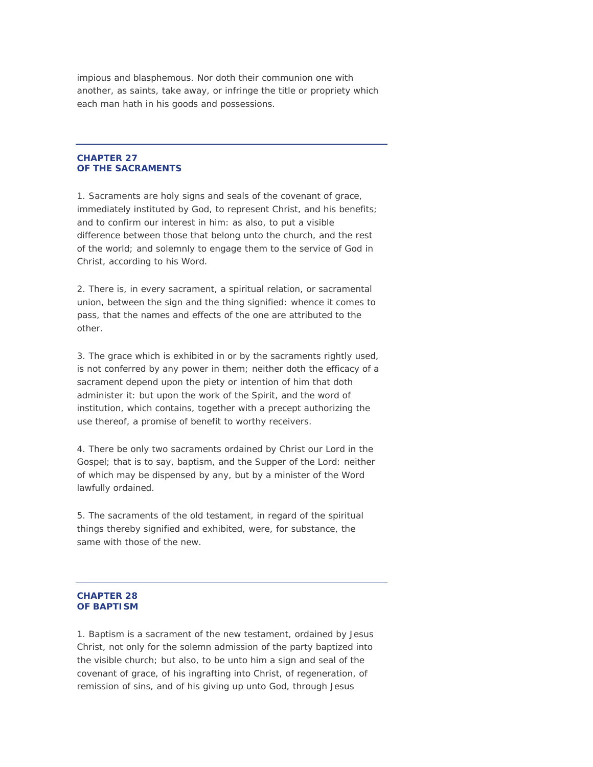impious and blasphemous. Nor doth their communion one with another, as saints, take away, or infringe the title or propriety which each man hath in his goods and possessions.

---

## CHAPTER 27
## OF THE SACRAMENTS

1. Sacraments are holy signs and seals of the covenant of grace, immediately instituted by God, to represent Christ, and his benefits; and to confirm our interest in him: as also, to put a visible difference between those that belong unto the church, and the rest of the world; and solemnly to engage them to the service of God in Christ, according to his Word.

2. There is, in every sacrament, a spiritual relation, or sacramental union, between the sign and the thing signified: whence it comes to pass, that the names and effects of the one are attributed to the other.

3. The grace which is exhibited in or by the sacraments rightly used, is not conferred by any power in them; neither doth the efficacy of a sacrament depend upon the piety or intention of him that doth administer it: but upon the work of the Spirit, and the word of institution, which contains, together with a precept authorizing the use thereof, a promise of benefit to worthy receivers.

4. There be only two sacraments ordained by Christ our Lord in the Gospel; that is to say, baptism, and the Supper of the Lord: neither of which may be dispensed by any, but by a minister of the Word lawfully ordained.

5. The sacraments of the old testament, in regard of the spiritual things thereby signified and exhibited, were, for substance, the same with those of the new.

---

## CHAPTER 28
## OF BAPTISM

1. Baptism is a sacrament of the new testament, ordained by Jesus Christ, not only for the solemn admission of the party baptized into the visible church; but also, to be unto him a sign and seal of the covenant of grace, of his ingrafting into Christ, of regeneration, of remission of sins, and of his giving up unto God, through Jesus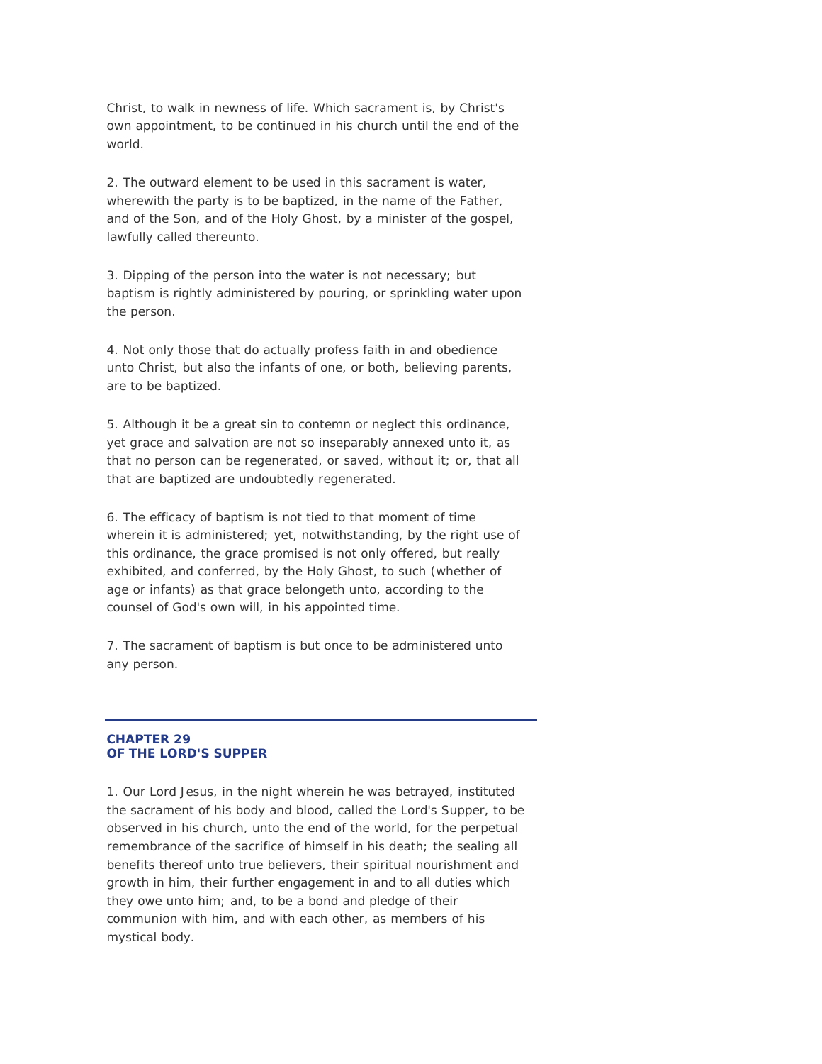Christ, to walk in newness of life. Which sacrament is, by Christ's own appointment, to be continued in his church until the end of the world.

2. The outward element to be used in this sacrament is water, wherewith the party is to be baptized, in the name of the Father, and of the Son, and of the Holy Ghost, by a minister of the gospel, lawfully called thereunto.

3. Dipping of the person into the water is not necessary; but baptism is rightly administered by pouring, or sprinkling water upon the person.

4. Not only those that do actually profess faith in and obedience unto Christ, but also the infants of one, or both, believing parents, are to be baptized.

5. Although it be a great sin to contemn or neglect this ordinance, yet grace and salvation are not so inseparably annexed unto it, as that no person can be regenerated, or saved, without it; or, that all that are baptized are undoubtedly regenerated.

6. The efficacy of baptism is not tied to that moment of time wherein it is administered; yet, notwithstanding, by the right use of this ordinance, the grace promised is not only offered, but really exhibited, and conferred, by the Holy Ghost, to such (whether of age or infants) as that grace belongeth unto, according to the counsel of God's own will, in his appointed time.

7. The sacrament of baptism is but once to be administered unto any person.

---

## CHAPTER 29
## OF THE LORD'S SUPPER

1. Our Lord Jesus, in the night wherein he was betrayed, instituted the sacrament of his body and blood, called the Lord's Supper, to be observed in his church, unto the end of the world, for the perpetual remembrance of the sacrifice of himself in his death; the sealing all benefits thereof unto true believers, their spiritual nourishment and growth in him, their further engagement in and to all duties which they owe unto him; and, to be a bond and pledge of their communion with him, and with each other, as members of his mystical body.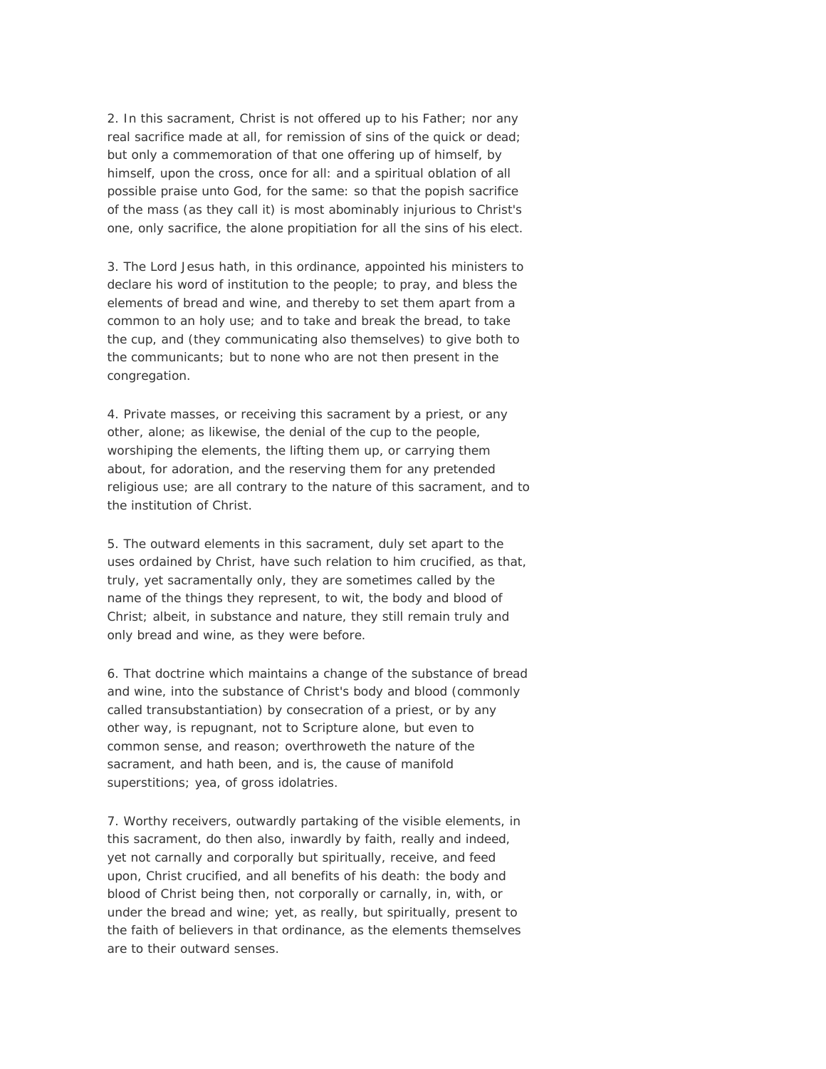2. In this sacrament, Christ is not offered up to his Father; nor any real sacrifice made at all, for remission of sins of the quick or dead; but only a commemoration of that one offering up of himself, by himself, upon the cross, once for all: and a spiritual oblation of all possible praise unto God, for the same: so that the popish sacrifice of the mass (as they call it) is most abominably injurious to Christ's one, only sacrifice, the alone propitiation for all the sins of his elect.

3. The Lord Jesus hath, in this ordinance, appointed his ministers to declare his word of institution to the people; to pray, and bless the elements of bread and wine, and thereby to set them apart from a common to an holy use; and to take and break the bread, to take the cup, and (they communicating also themselves) to give both to the communicants; but to none who are not then present in the congregation.

4. Private masses, or receiving this sacrament by a priest, or any other, alone; as likewise, the denial of the cup to the people, worshiping the elements, the lifting them up, or carrying them about, for adoration, and the reserving them for any pretended religious use; are all contrary to the nature of this sacrament, and to the institution of Christ.

5. The outward elements in this sacrament, duly set apart to the uses ordained by Christ, have such relation to him crucified, as that, truly, yet sacramentally only, they are sometimes called by the name of the things they represent, to wit, the body and blood of Christ; albeit, in substance and nature, they still remain truly and only bread and wine, as they were before.

6. That doctrine which maintains a change of the substance of bread and wine, into the substance of Christ's body and blood (commonly called transubstantiation) by consecration of a priest, or by any other way, is repugnant, not to Scripture alone, but even to common sense, and reason; overthroweth the nature of the sacrament, and hath been, and is, the cause of manifold superstitions; yea, of gross idolatries.

7. Worthy receivers, outwardly partaking of the visible elements, in this sacrament, do then also, inwardly by faith, really and indeed, yet not carnally and corporally but spiritually, receive, and feed upon, Christ crucified, and all benefits of his death: the body and blood of Christ being then, not corporally or carnally, in, with, or under the bread and wine; yet, as really, but spiritually, present to the faith of believers in that ordinance, as the elements themselves are to their outward senses.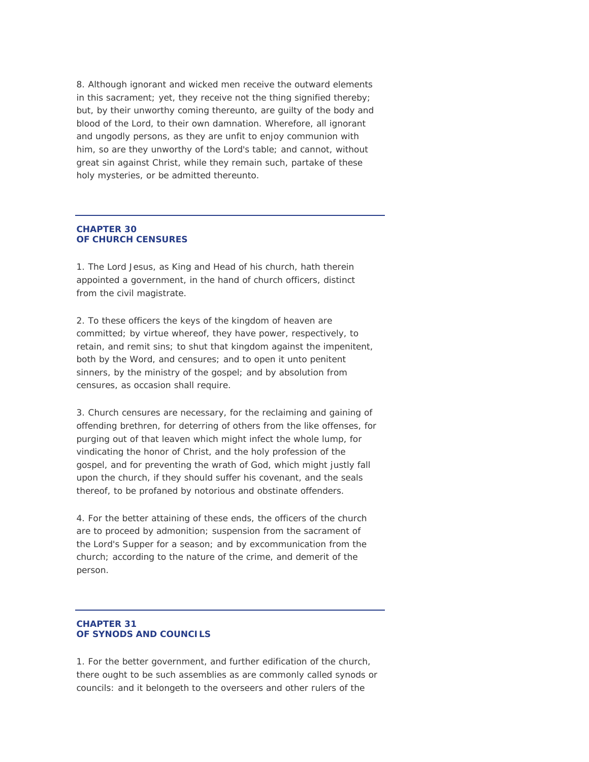8. Although ignorant and wicked men receive the outward elements in this sacrament; yet, they receive not the thing signified thereby; but, by their unworthy coming thereunto, are guilty of the body and blood of the Lord, to their own damnation. Wherefore, all ignorant and ungodly persons, as they are unfit to enjoy communion with him, so are they unworthy of the Lord's table; and cannot, without great sin against Christ, while they remain such, partake of these holy mysteries, or be admitted thereunto.

## CHAPTER 30
## OF CHURCH CENSURES

1. The Lord Jesus, as King and Head of his church, hath therein appointed a government, in the hand of church officers, distinct from the civil magistrate.

2. To these officers the keys of the kingdom of heaven are committed; by virtue whereof, they have power, respectively, to retain, and remit sins; to shut that kingdom against the impenitent, both by the Word, and censures; and to open it unto penitent sinners, by the ministry of the gospel; and by absolution from censures, as occasion shall require.

3. Church censures are necessary, for the reclaiming and gaining of offending brethren, for deterring of others from the like offenses, for purging out of that leaven which might infect the whole lump, for vindicating the honor of Christ, and the holy profession of the gospel, and for preventing the wrath of God, which might justly fall upon the church, if they should suffer his covenant, and the seals thereof, to be profaned by notorious and obstinate offenders.

4. For the better attaining of these ends, the officers of the church are to proceed by admonition; suspension from the sacrament of the Lord's Supper for a season; and by excommunication from the church; according to the nature of the crime, and demerit of the person.

## CHAPTER 31
## OF SYNODS AND COUNCILS

1. For the better government, and further edification of the church, there ought to be such assemblies as are commonly called synods or councils: and it belongeth to the overseers and other rulers of the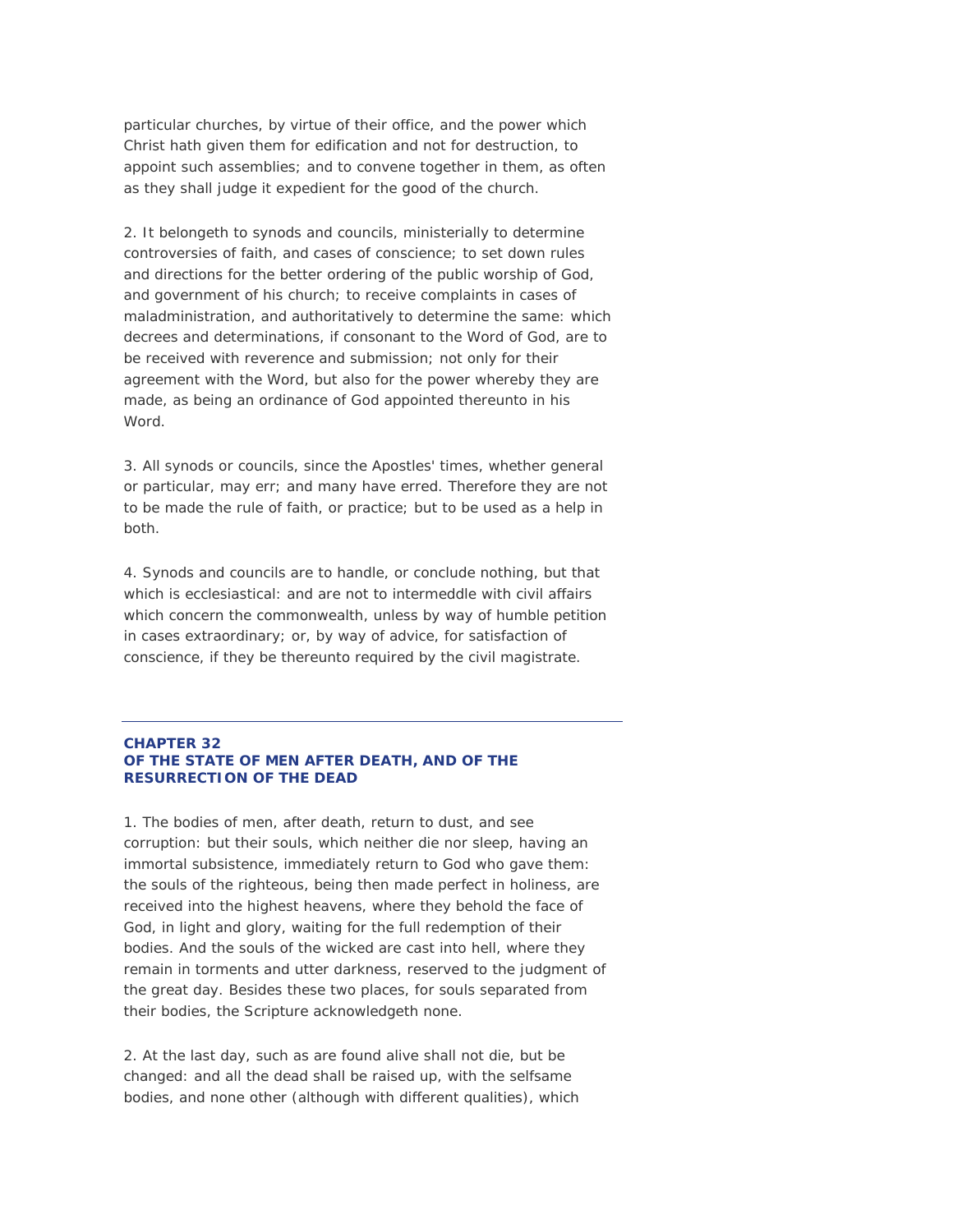particular churches, by virtue of their office, and the power which Christ hath given them for edification and not for destruction, to appoint such assemblies; and to convene together in them, as often as they shall judge it expedient for the good of the church.

2. It belongeth to synods and councils, ministerially to determine controversies of faith, and cases of conscience; to set down rules and directions for the better ordering of the public worship of God, and government of his church; to receive complaints in cases of maladministration, and authoritatively to determine the same: which decrees and determinations, if consonant to the Word of God, are to be received with reverence and submission; not only for their agreement with the Word, but also for the power whereby they are made, as being an ordinance of God appointed thereunto in his Word.

3. All synods or councils, since the Apostles' times, whether general or particular, may err; and many have erred. Therefore they are not to be made the rule of faith, or practice; but to be used as a help in both.

4. Synods and councils are to handle, or conclude nothing, but that which is ecclesiastical: and are not to intermeddle with civil affairs which concern the commonwealth, unless by way of humble petition in cases extraordinary; or, by way of advice, for satisfaction of conscience, if they be thereunto required by the civil magistrate.

---

## CHAPTER 32
## OF THE STATE OF MEN AFTER DEATH, AND OF THE RESURRECTION OF THE DEAD

1. The bodies of men, after death, return to dust, and see corruption: but their souls, which neither die nor sleep, having an immortal subsistence, immediately return to God who gave them: the souls of the righteous, being then made perfect in holiness, are received into the highest heavens, where they behold the face of God, in light and glory, waiting for the full redemption of their bodies. And the souls of the wicked are cast into hell, where they remain in torments and utter darkness, reserved to the judgment of the great day. Besides these two places, for souls separated from their bodies, the Scripture acknowledgeth none.

2. At the last day, such as are found alive shall not die, but be changed: and all the dead shall be raised up, with the selfsame bodies, and none other (although with different qualities), which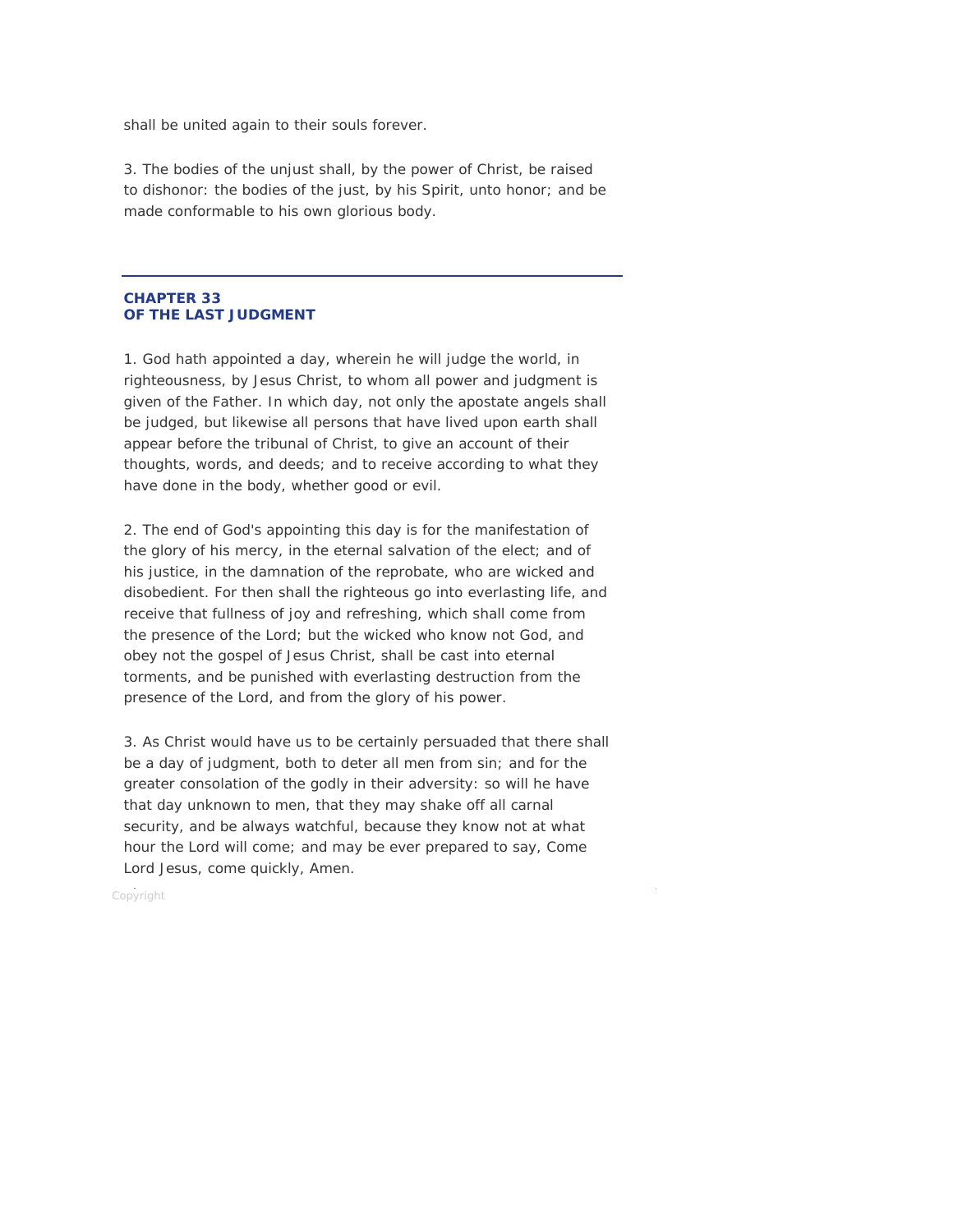shall be united again to their souls forever.

3. The bodies of the unjust shall, by the power of Christ, be raised to dishonor: the bodies of the just, by his Spirit, unto honor; and be made conformable to his own glorious body.

---

## CHAPTER 33
## OF THE LAST JUDGMENT

1. God hath appointed a day, wherein he will judge the world, in righteousness, by Jesus Christ, to whom all power and judgment is given of the Father. In which day, not only the apostate angels shall be judged, but likewise all persons that have lived upon earth shall appear before the tribunal of Christ, to give an account of their thoughts, words, and deeds; and to receive according to what they have done in the body, whether good or evil.

2. The end of God's appointing this day is for the manifestation of the glory of his mercy, in the eternal salvation of the elect; and of his justice, in the damnation of the reprobate, who are wicked and disobedient. For then shall the righteous go into everlasting life, and receive that fullness of joy and refreshing, which shall come from the presence of the Lord; but the wicked who know not God, and obey not the gospel of Jesus Christ, shall be cast into eternal torments, and be punished with everlasting destruction from the presence of the Lord, and from the glory of his power.

3. As Christ would have us to be certainly persuaded that there shall be a day of judgment, both to deter all men from sin; and for the greater consolation of the godly in their adversity: so will he have that day unknown to men, that they may shake off all carnal security, and be always watchful, because they know not at what hour the Lord will come; and may be ever prepared to say, Come Lord Jesus, come quickly, Amen.

Copyright